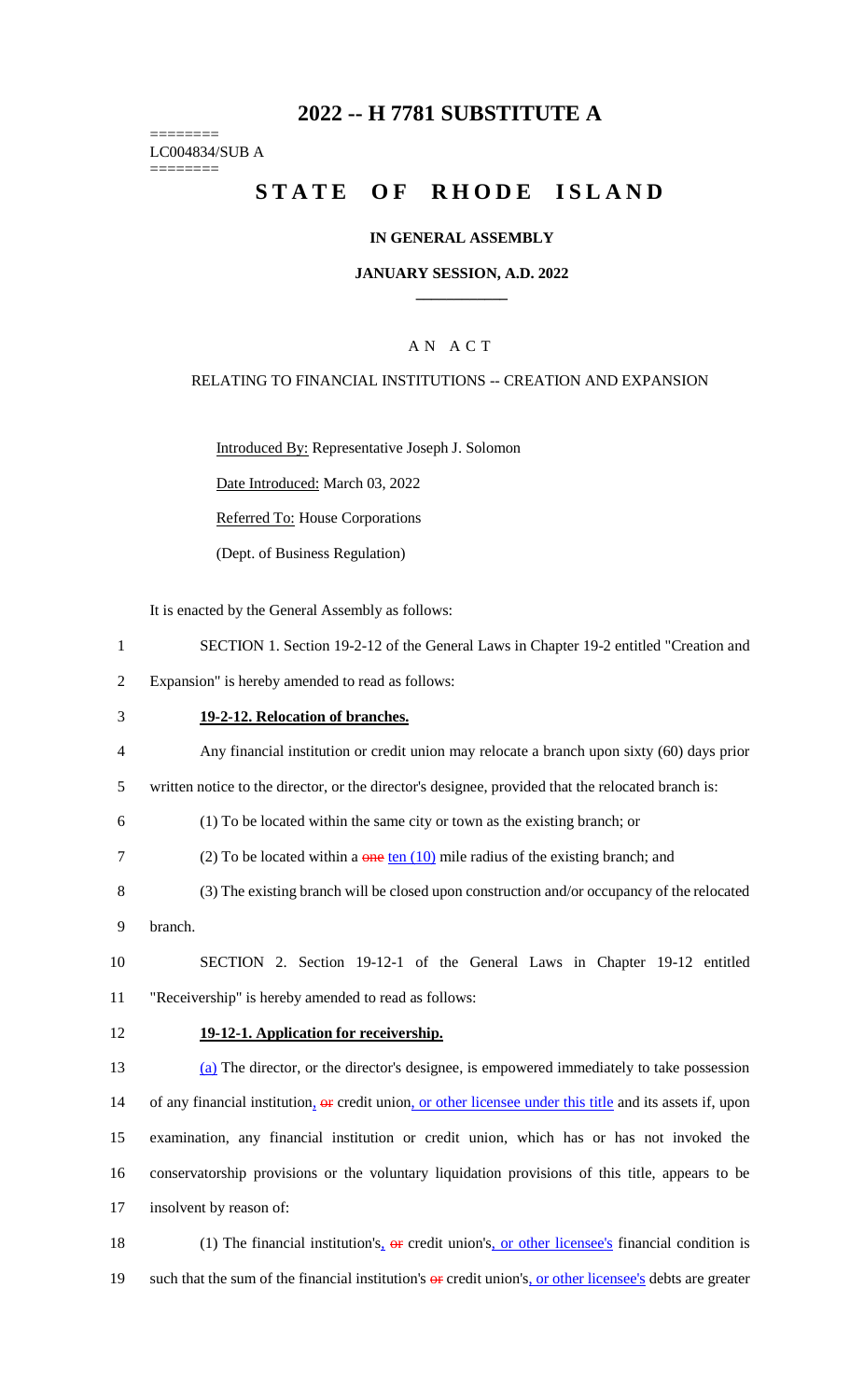# 2022 -- H 7781 SUBSTITUTE A

========
LC004834/SUB A
========

# STATE OF RHODE ISLAND

### IN GENERAL ASSEMBLY

### JANUARY SESSION, A.D. 2022

## A N A C T

RELATING TO FINANCIAL INSTITUTIONS -- CREATION AND EXPANSION

Introduced By: Representative Joseph J. Solomon

Date Introduced: March 03, 2022

Referred To: House Corporations

(Dept. of Business Regulation)

It is enacted by the General Assembly as follows:

1 SECTION 1. Section 19-2-12 of the General Laws in Chapter 19-2 entitled "Creation and
2 Expansion" is hereby amended to read as follows:

3 **19-2-12. Relocation of branches.**

4 Any financial institution or credit union may relocate a branch upon sixty (60) days prior
5 written notice to the director, or the director's designee, provided that the relocated branch is:

6 (1) To be located within the same city or town as the existing branch; or

7 (2) To be located within a ~~one~~ ten (10) mile radius of the existing branch; and

8 (3) The existing branch will be closed upon construction and/or occupancy of the relocated
9 branch.

10 SECTION 2. Section 19-12-1 of the General Laws in Chapter 19-12 entitled
11 "Receivership" is hereby amended to read as follows:

12 **19-12-1. Application for receivership.**

13 (a) The director, or the director's designee, is empowered immediately to take possession
14 of any financial institution, ~~or~~ credit union, or other licensee under this title and its assets if, upon
15 examination, any financial institution or credit union, which has or has not invoked the
16 conservatorship provisions or the voluntary liquidation provisions of this title, appears to be
17 insolvent by reason of:

18 (1) The financial institution's, ~~or~~ credit union's, or other licensee's financial condition is
19 such that the sum of the financial institution's ~~or~~ credit union's, or other licensee's debts are greater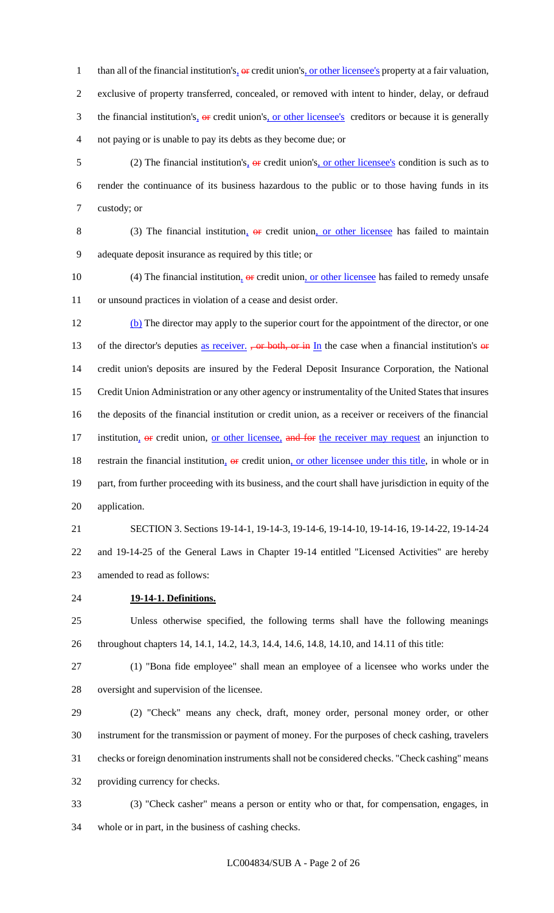than all of the financial institution's, or credit union's, or other licensee's property at a fair valuation, exclusive of property transferred, concealed, or removed with intent to hinder, delay, or defraud the financial institution's, or credit union's, or other licensee's creditors or because it is generally not paying or is unable to pay its debts as they become due; or

(2) The financial institution's, or credit union's, or other licensee's condition is such as to render the continuance of its business hazardous to the public or to those having funds in its custody; or

(3) The financial institution, or credit union, or other licensee has failed to maintain adequate deposit insurance as required by this title; or

(4) The financial institution, or credit union, or other licensee has failed to remedy unsafe or unsound practices in violation of a cease and desist order.

(b) The director may apply to the superior court for the appointment of the director, or one of the director's deputies as receiver. , or both, or in In the case when a financial institution's or credit union's deposits are insured by the Federal Deposit Insurance Corporation, the National Credit Union Administration or any other agency or instrumentality of the United States that insures the deposits of the financial institution or credit union, as a receiver or receivers of the financial institution, or credit union, or other licensee, and for the receiver may request an injunction to restrain the financial institution, or credit union, or other licensee under this title, in whole or in part, from further proceeding with its business, and the court shall have jurisdiction in equity of the application.

SECTION 3. Sections 19-14-1, 19-14-3, 19-14-6, 19-14-10, 19-14-16, 19-14-22, 19-14-24 and 19-14-25 of the General Laws in Chapter 19-14 entitled "Licensed Activities" are hereby amended to read as follows:

**19-14-1. Definitions.**

Unless otherwise specified, the following terms shall have the following meanings throughout chapters 14, 14.1, 14.2, 14.3, 14.4, 14.6, 14.8, 14.10, and 14.11 of this title:

(1) "Bona fide employee" shall mean an employee of a licensee who works under the oversight and supervision of the licensee.

(2) "Check" means any check, draft, money order, personal money order, or other instrument for the transmission or payment of money. For the purposes of check cashing, travelers checks or foreign denomination instruments shall not be considered checks. "Check cashing" means providing currency for checks.

(3) "Check casher" means a person or entity who or that, for compensation, engages, in whole or in part, in the business of cashing checks.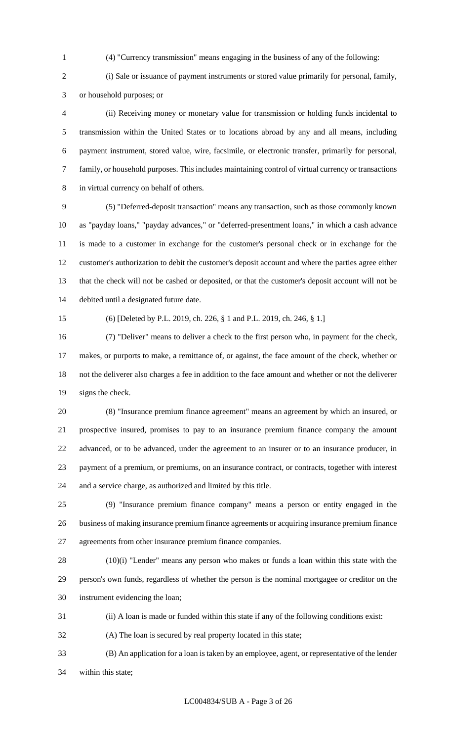(4) "Currency transmission" means engaging in the business of any of the following:

(i) Sale or issuance of payment instruments or stored value primarily for personal, family, or household purposes; or

(ii) Receiving money or monetary value for transmission or holding funds incidental to transmission within the United States or to locations abroad by any and all means, including payment instrument, stored value, wire, facsimile, or electronic transfer, primarily for personal, family, or household purposes. This includes maintaining control of virtual currency or transactions in virtual currency on behalf of others.

(5) "Deferred-deposit transaction" means any transaction, such as those commonly known as "payday loans," "payday advances," or "deferred-presentment loans," in which a cash advance is made to a customer in exchange for the customer's personal check or in exchange for the customer's authorization to debit the customer's deposit account and where the parties agree either that the check will not be cashed or deposited, or that the customer's deposit account will not be debited until a designated future date.

(6) [Deleted by P.L. 2019, ch. 226, § 1 and P.L. 2019, ch. 246, § 1.]

(7) "Deliver" means to deliver a check to the first person who, in payment for the check, makes, or purports to make, a remittance of, or against, the face amount of the check, whether or not the deliverer also charges a fee in addition to the face amount and whether or not the deliverer signs the check.

(8) "Insurance premium finance agreement" means an agreement by which an insured, or prospective insured, promises to pay to an insurance premium finance company the amount advanced, or to be advanced, under the agreement to an insurer or to an insurance producer, in payment of a premium, or premiums, on an insurance contract, or contracts, together with interest and a service charge, as authorized and limited by this title.

(9) "Insurance premium finance company" means a person or entity engaged in the business of making insurance premium finance agreements or acquiring insurance premium finance agreements from other insurance premium finance companies.

(10)(i) "Lender" means any person who makes or funds a loan within this state with the person's own funds, regardless of whether the person is the nominal mortgagee or creditor on the instrument evidencing the loan;

(ii) A loan is made or funded within this state if any of the following conditions exist:

(A) The loan is secured by real property located in this state;

(B) An application for a loan is taken by an employee, agent, or representative of the lender within this state;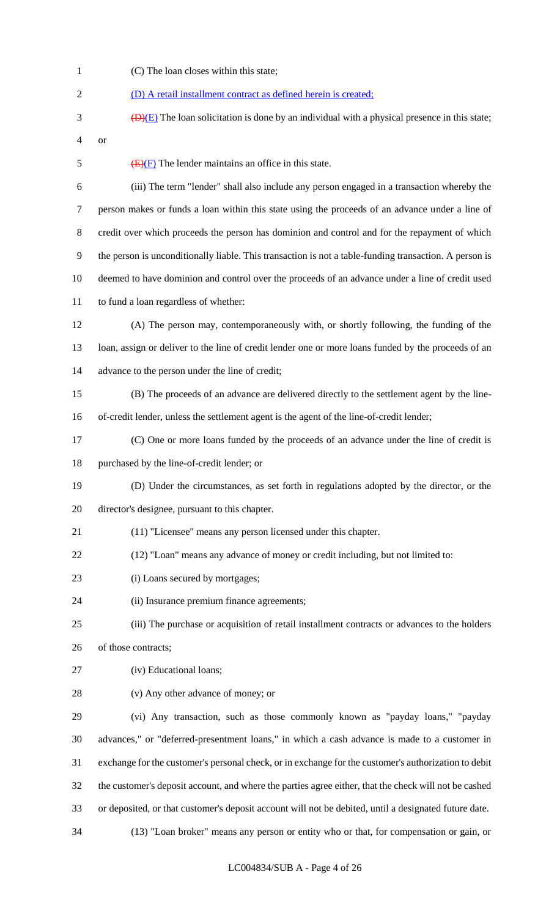(C) The loan closes within this state;

(D) A retail installment contract as defined herein is created;

~~(D)~~(E) The loan solicitation is done by an individual with a physical presence in this state; or

~~(E)~~(F) The lender maintains an office in this state.

(iii) The term "lender" shall also include any person engaged in a transaction whereby the person makes or funds a loan within this state using the proceeds of an advance under a line of credit over which proceeds the person has dominion and control and for the repayment of which the person is unconditionally liable. This transaction is not a table-funding transaction. A person is deemed to have dominion and control over the proceeds of an advance under a line of credit used to fund a loan regardless of whether:

(A) The person may, contemporaneously with, or shortly following, the funding of the loan, assign or deliver to the line of credit lender one or more loans funded by the proceeds of an advance to the person under the line of credit;

(B) The proceeds of an advance are delivered directly to the settlement agent by the line-of-credit lender, unless the settlement agent is the agent of the line-of-credit lender;

(C) One or more loans funded by the proceeds of an advance under the line of credit is purchased by the line-of-credit lender; or

(D) Under the circumstances, as set forth in regulations adopted by the director, or the director's designee, pursuant to this chapter.

(11) "Licensee" means any person licensed under this chapter.

(12) "Loan" means any advance of money or credit including, but not limited to:

(i) Loans secured by mortgages;

(ii) Insurance premium finance agreements;

(iii) The purchase or acquisition of retail installment contracts or advances to the holders of those contracts;

(iv) Educational loans;

(v) Any other advance of money; or

(vi) Any transaction, such as those commonly known as "payday loans," "payday advances," or "deferred-presentment loans," in which a cash advance is made to a customer in exchange for the customer's personal check, or in exchange for the customer's authorization to debit the customer's deposit account, and where the parties agree either, that the check will not be cashed or deposited, or that customer's deposit account will not be debited, until a designated future date.

(13) "Loan broker" means any person or entity who or that, for compensation or gain, or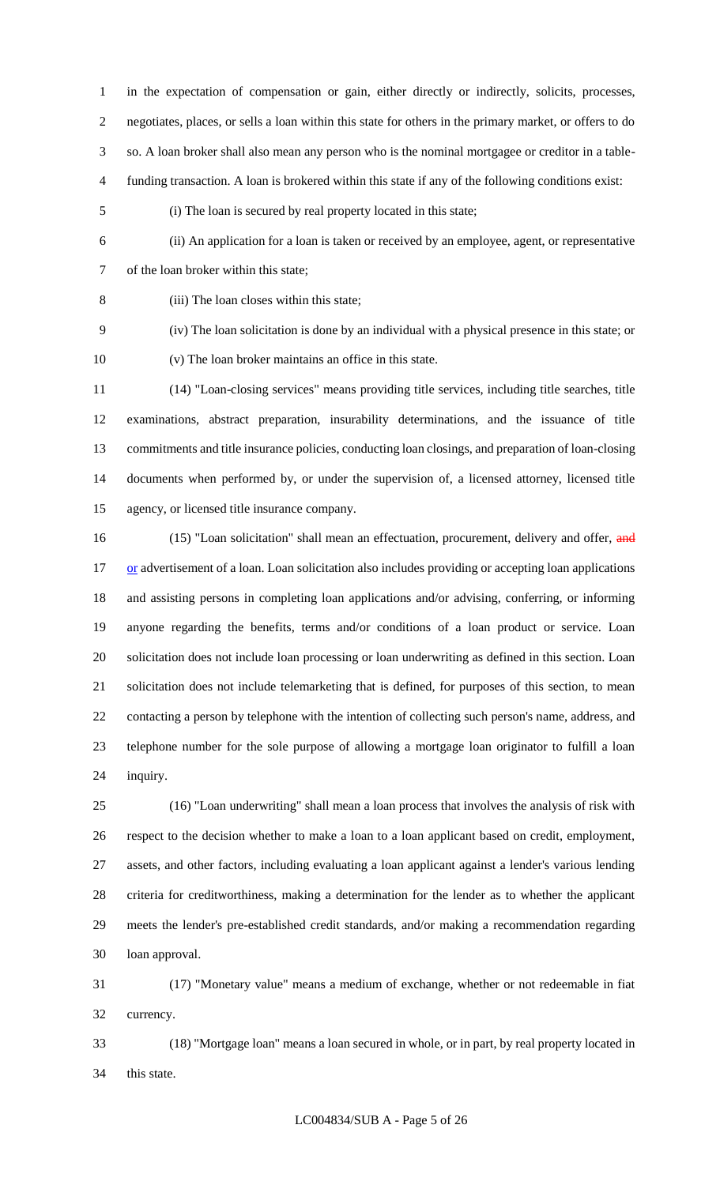in the expectation of compensation or gain, either directly or indirectly, solicits, processes, negotiates, places, or sells a loan within this state for others in the primary market, or offers to do so. A loan broker shall also mean any person who is the nominal mortgagee or creditor in a table-funding transaction. A loan is brokered within this state if any of the following conditions exist:

(i) The loan is secured by real property located in this state;

(ii) An application for a loan is taken or received by an employee, agent, or representative of the loan broker within this state;

(iii) The loan closes within this state;

(iv) The loan solicitation is done by an individual with a physical presence in this state; or

(v) The loan broker maintains an office in this state.

(14) "Loan-closing services" means providing title services, including title searches, title examinations, abstract preparation, insurability determinations, and the issuance of title commitments and title insurance policies, conducting loan closings, and preparation of loan-closing documents when performed by, or under the supervision of, a licensed attorney, licensed title agency, or licensed title insurance company.

(15) "Loan solicitation" shall mean an effectuation, procurement, delivery and offer, ~~and~~ or advertisement of a loan. Loan solicitation also includes providing or accepting loan applications and assisting persons in completing loan applications and/or advising, conferring, or informing anyone regarding the benefits, terms and/or conditions of a loan product or service. Loan solicitation does not include loan processing or loan underwriting as defined in this section. Loan solicitation does not include telemarketing that is defined, for purposes of this section, to mean contacting a person by telephone with the intention of collecting such person's name, address, and telephone number for the sole purpose of allowing a mortgage loan originator to fulfill a loan inquiry.

(16) "Loan underwriting" shall mean a loan process that involves the analysis of risk with respect to the decision whether to make a loan to a loan applicant based on credit, employment, assets, and other factors, including evaluating a loan applicant against a lender's various lending criteria for creditworthiness, making a determination for the lender as to whether the applicant meets the lender's pre-established credit standards, and/or making a recommendation regarding loan approval.

(17) "Monetary value" means a medium of exchange, whether or not redeemable in fiat currency.

(18) "Mortgage loan" means a loan secured in whole, or in part, by real property located in this state.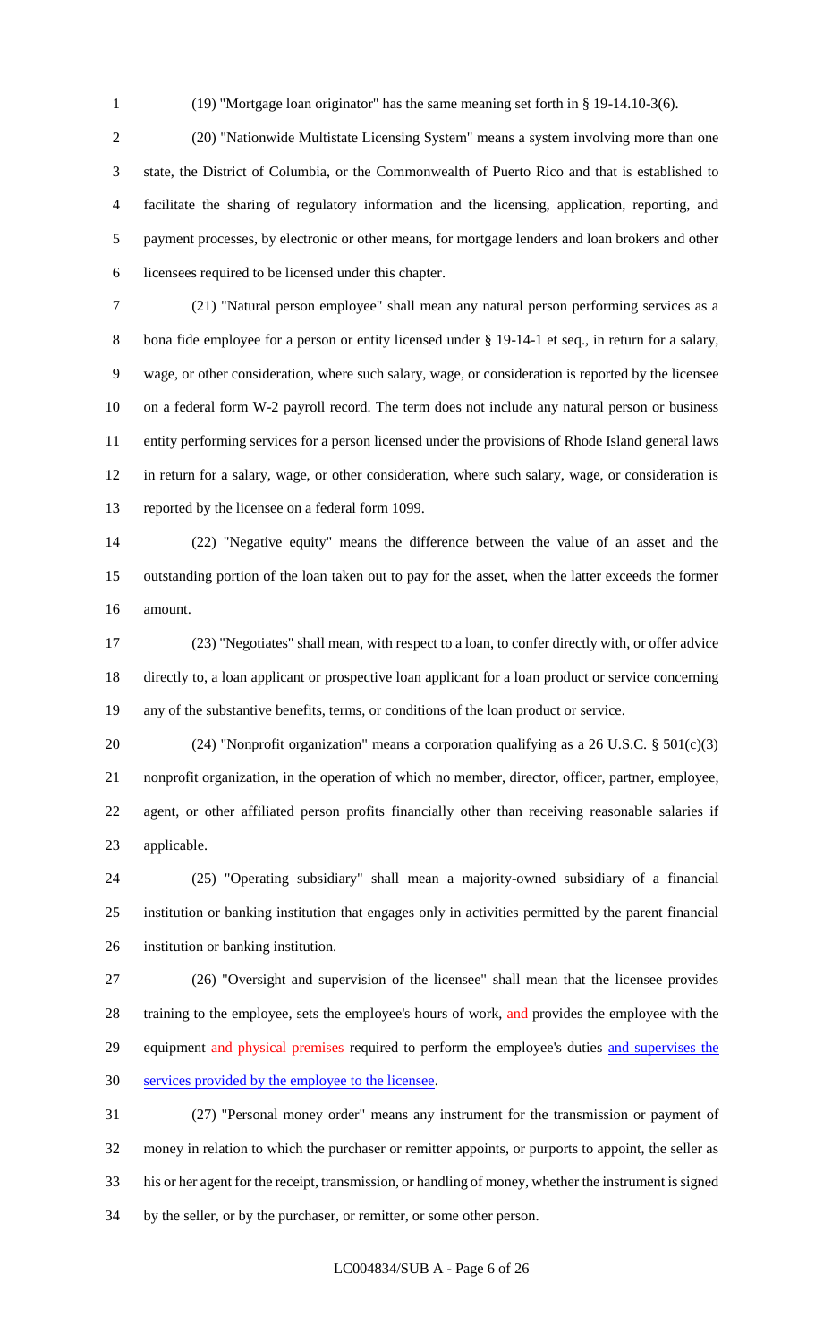(19) "Mortgage loan originator" has the same meaning set forth in § 19-14.10-3(6).

(20) "Nationwide Multistate Licensing System" means a system involving more than one state, the District of Columbia, or the Commonwealth of Puerto Rico and that is established to facilitate the sharing of regulatory information and the licensing, application, reporting, and payment processes, by electronic or other means, for mortgage lenders and loan brokers and other licensees required to be licensed under this chapter.

(21) "Natural person employee" shall mean any natural person performing services as a bona fide employee for a person or entity licensed under § 19-14-1 et seq., in return for a salary, wage, or other consideration, where such salary, wage, or consideration is reported by the licensee on a federal form W-2 payroll record. The term does not include any natural person or business entity performing services for a person licensed under the provisions of Rhode Island general laws in return for a salary, wage, or other consideration, where such salary, wage, or consideration is reported by the licensee on a federal form 1099.

(22) "Negative equity" means the difference between the value of an asset and the outstanding portion of the loan taken out to pay for the asset, when the latter exceeds the former amount.

(23) "Negotiates" shall mean, with respect to a loan, to confer directly with, or offer advice directly to, a loan applicant or prospective loan applicant for a loan product or service concerning any of the substantive benefits, terms, or conditions of the loan product or service.

(24) "Nonprofit organization" means a corporation qualifying as a 26 U.S.C. § 501(c)(3) nonprofit organization, in the operation of which no member, director, officer, partner, employee, agent, or other affiliated person profits financially other than receiving reasonable salaries if applicable.

(25) "Operating subsidiary" shall mean a majority-owned subsidiary of a financial institution or banking institution that engages only in activities permitted by the parent financial institution or banking institution.

(26) "Oversight and supervision of the licensee" shall mean that the licensee provides training to the employee, sets the employee's hours of work, ~~and~~ provides the employee with the equipment ~~and physical premises~~ required to perform the employee's duties <u>and supervises the services provided by the employee to the licensee</u>.

(27) "Personal money order" means any instrument for the transmission or payment of money in relation to which the purchaser or remitter appoints, or purports to appoint, the seller as his or her agent for the receipt, transmission, or handling of money, whether the instrument is signed by the seller, or by the purchaser, or remitter, or some other person.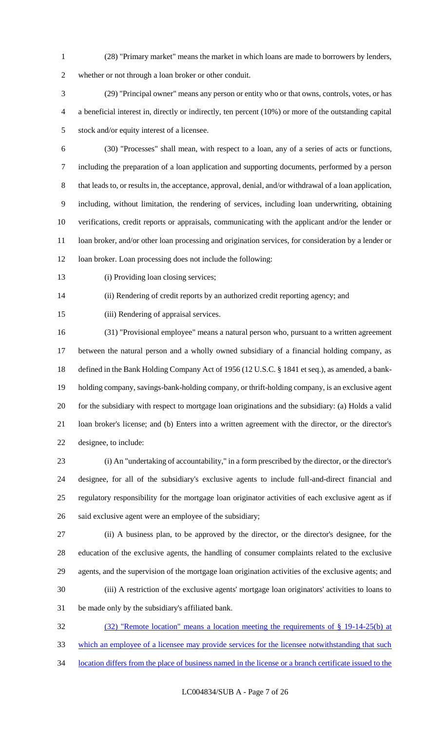(28) "Primary market" means the market in which loans are made to borrowers by lenders, whether or not through a loan broker or other conduit.

(29) "Principal owner" means any person or entity who or that owns, controls, votes, or has a beneficial interest in, directly or indirectly, ten percent (10%) or more of the outstanding capital stock and/or equity interest of a licensee.

(30) "Processes" shall mean, with respect to a loan, any of a series of acts or functions, including the preparation of a loan application and supporting documents, performed by a person that leads to, or results in, the acceptance, approval, denial, and/or withdrawal of a loan application, including, without limitation, the rendering of services, including loan underwriting, obtaining verifications, credit reports or appraisals, communicating with the applicant and/or the lender or loan broker, and/or other loan processing and origination services, for consideration by a lender or loan broker. Loan processing does not include the following:

(i) Providing loan closing services;

(ii) Rendering of credit reports by an authorized credit reporting agency; and

(iii) Rendering of appraisal services.

(31) "Provisional employee" means a natural person who, pursuant to a written agreement between the natural person and a wholly owned subsidiary of a financial holding company, as defined in the Bank Holding Company Act of 1956 (12 U.S.C. § 1841 et seq.), as amended, a bank-holding company, savings-bank-holding company, or thrift-holding company, is an exclusive agent for the subsidiary with respect to mortgage loan originations and the subsidiary: (a) Holds a valid loan broker's license; and (b) Enters into a written agreement with the director, or the director's designee, to include:

(i) An "undertaking of accountability," in a form prescribed by the director, or the director's designee, for all of the subsidiary's exclusive agents to include full-and-direct financial and regulatory responsibility for the mortgage loan originator activities of each exclusive agent as if said exclusive agent were an employee of the subsidiary;

(ii) A business plan, to be approved by the director, or the director's designee, for the education of the exclusive agents, the handling of consumer complaints related to the exclusive agents, and the supervision of the mortgage loan origination activities of the exclusive agents; and

(iii) A restriction of the exclusive agents' mortgage loan originators' activities to loans to be made only by the subsidiary's affiliated bank.

(32) "Remote location" means a location meeting the requirements of § 19-14-25(b) at which an employee of a licensee may provide services for the licensee notwithstanding that such location differs from the place of business named in the license or a branch certificate issued to the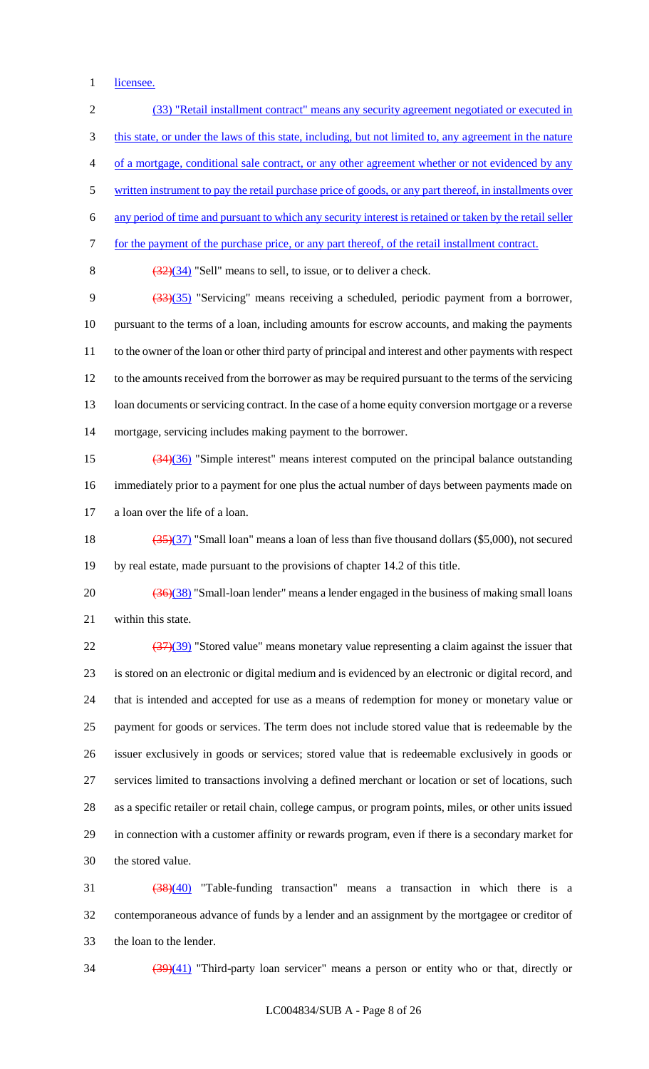licensee.

(33) "Retail installment contract" means any security agreement negotiated or executed in this state, or under the laws of this state, including, but not limited to, any agreement in the nature of a mortgage, conditional sale contract, or any other agreement whether or not evidenced by any written instrument to pay the retail purchase price of goods, or any part thereof, in installments over any period of time and pursuant to which any security interest is retained or taken by the retail seller for the payment of the purchase price, or any part thereof, of the retail installment contract.

~~(32)~~(34) "Sell" means to sell, to issue, or to deliver a check.

~~(33)~~(35) "Servicing" means receiving a scheduled, periodic payment from a borrower, pursuant to the terms of a loan, including amounts for escrow accounts, and making the payments to the owner of the loan or other third party of principal and interest and other payments with respect to the amounts received from the borrower as may be required pursuant to the terms of the servicing loan documents or servicing contract. In the case of a home equity conversion mortgage or a reverse mortgage, servicing includes making payment to the borrower.

~~(34)~~(36) "Simple interest" means interest computed on the principal balance outstanding immediately prior to a payment for one plus the actual number of days between payments made on a loan over the life of a loan.

~~(35)~~(37) "Small loan" means a loan of less than five thousand dollars ($5,000), not secured by real estate, made pursuant to the provisions of chapter 14.2 of this title.

~~(36)~~(38) "Small-loan lender" means a lender engaged in the business of making small loans within this state.

~~(37)~~(39) "Stored value" means monetary value representing a claim against the issuer that is stored on an electronic or digital medium and is evidenced by an electronic or digital record, and that is intended and accepted for use as a means of redemption for money or monetary value or payment for goods or services. The term does not include stored value that is redeemable by the issuer exclusively in goods or services; stored value that is redeemable exclusively in goods or services limited to transactions involving a defined merchant or location or set of locations, such as a specific retailer or retail chain, college campus, or program points, miles, or other units issued in connection with a customer affinity or rewards program, even if there is a secondary market for the stored value.

~~(38)~~(40) "Table-funding transaction" means a transaction in which there is a contemporaneous advance of funds by a lender and an assignment by the mortgagee or creditor of the loan to the lender.

~~(39)~~(41) "Third-party loan servicer" means a person or entity who or that, directly or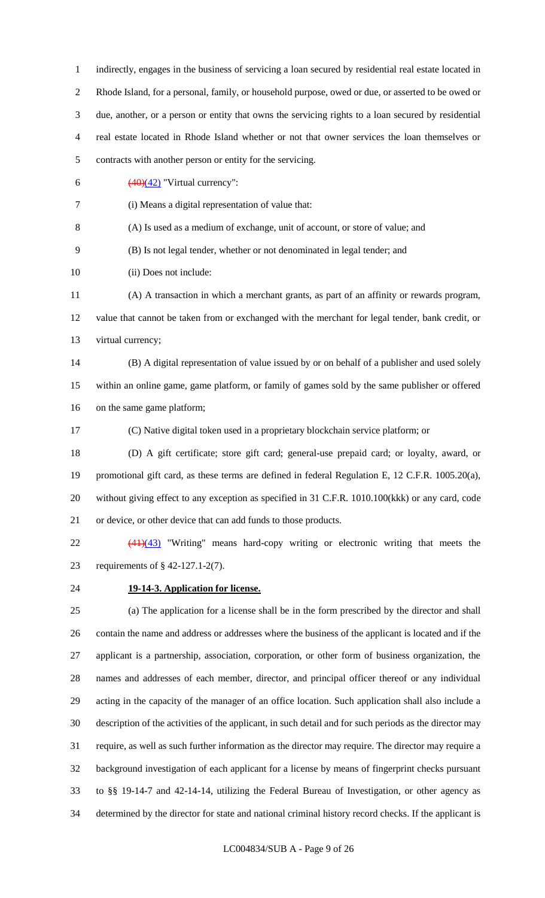indirectly, engages in the business of servicing a loan secured by residential real estate located in Rhode Island, for a personal, family, or household purpose, owed or due, or asserted to be owed or due, another, or a person or entity that owns the servicing rights to a loan secured by residential real estate located in Rhode Island whether or not that owner services the loan themselves or contracts with another person or entity for the servicing.

~~(40)~~(42) "Virtual currency":

(i) Means a digital representation of value that:

(A) Is used as a medium of exchange, unit of account, or store of value; and

(B) Is not legal tender, whether or not denominated in legal tender; and

(ii) Does not include:

(A) A transaction in which a merchant grants, as part of an affinity or rewards program, value that cannot be taken from or exchanged with the merchant for legal tender, bank credit, or virtual currency;

(B) A digital representation of value issued by or on behalf of a publisher and used solely within an online game, game platform, or family of games sold by the same publisher or offered on the same game platform;

(C) Native digital token used in a proprietary blockchain service platform; or

(D) A gift certificate; store gift card; general-use prepaid card; or loyalty, award, or promotional gift card, as these terms are defined in federal Regulation E, 12 C.F.R. 1005.20(a), without giving effect to any exception as specified in 31 C.F.R. 1010.100(kkk) or any card, code or device, or other device that can add funds to those products.

~~(41)~~(43) "Writing" means hard-copy writing or electronic writing that meets the requirements of § 42-127.1-2(7).

**19-14-3. Application for license.**

(a) The application for a license shall be in the form prescribed by the director and shall contain the name and address or addresses where the business of the applicant is located and if the applicant is a partnership, association, corporation, or other form of business organization, the names and addresses of each member, director, and principal officer thereof or any individual acting in the capacity of the manager of an office location. Such application shall also include a description of the activities of the applicant, in such detail and for such periods as the director may require, as well as such further information as the director may require. The director may require a background investigation of each applicant for a license by means of fingerprint checks pursuant to §§ 19-14-7 and 42-14-14, utilizing the Federal Bureau of Investigation, or other agency as determined by the director for state and national criminal history record checks. If the applicant is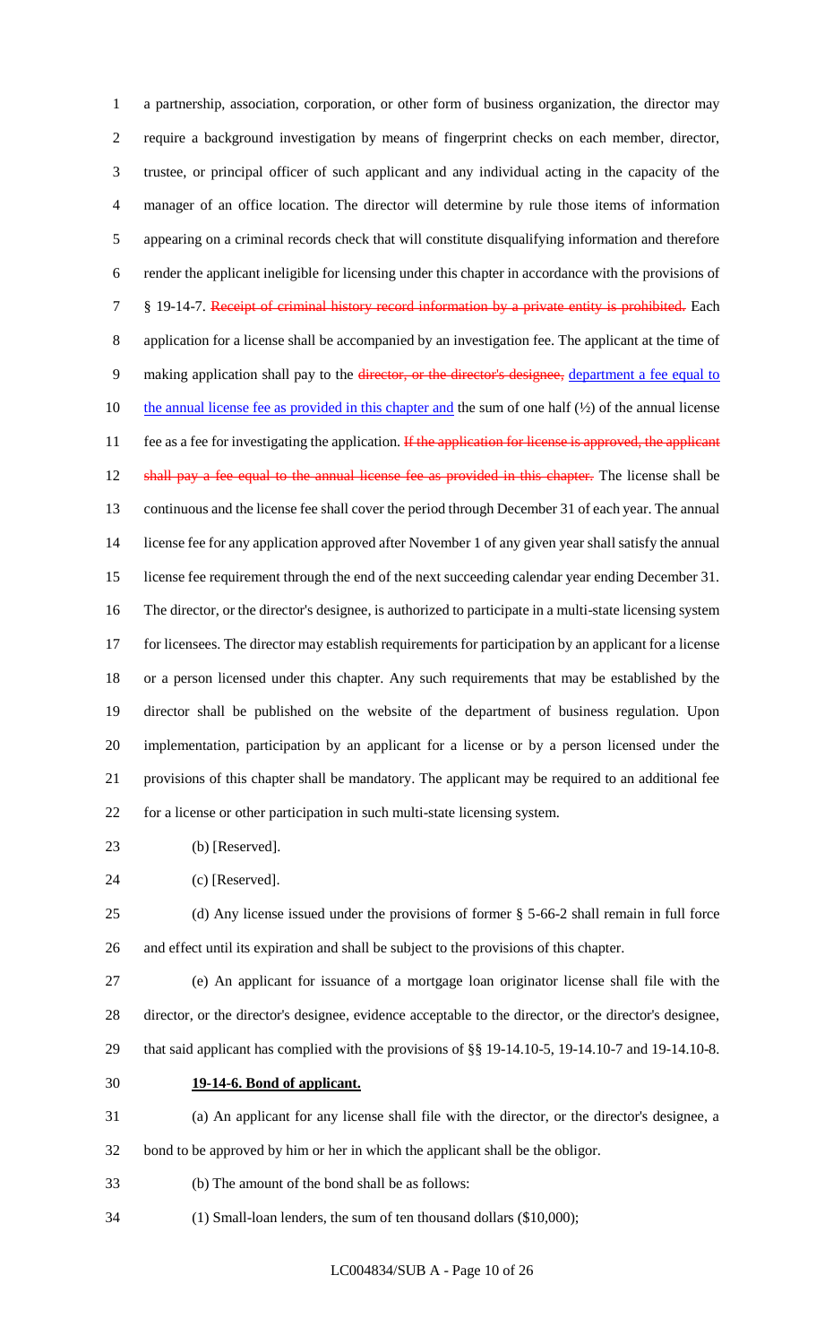a partnership, association, corporation, or other form of business organization, the director may require a background investigation by means of fingerprint checks on each member, director, trustee, or principal officer of such applicant and any individual acting in the capacity of the manager of an office location. The director will determine by rule those items of information appearing on a criminal records check that will constitute disqualifying information and therefore render the applicant ineligible for licensing under this chapter in accordance with the provisions of § 19-14-7. ~~Receipt of criminal history record information by a private entity is prohibited.~~ Each application for a license shall be accompanied by an investigation fee. The applicant at the time of making application shall pay to the ~~director, or the director's designee,~~ department a fee equal to the annual license fee as provided in this chapter and the sum of one half (½) of the annual license fee as a fee for investigating the application. ~~If the application for license is approved, the applicant shall pay a fee equal to the annual license fee as provided in this chapter.~~ The license shall be continuous and the license fee shall cover the period through December 31 of each year. The annual license fee for any application approved after November 1 of any given year shall satisfy the annual license fee requirement through the end of the next succeeding calendar year ending December 31. The director, or the director's designee, is authorized to participate in a multi-state licensing system for licensees. The director may establish requirements for participation by an applicant for a license or a person licensed under this chapter. Any such requirements that may be established by the director shall be published on the website of the department of business regulation. Upon implementation, participation by an applicant for a license or by a person licensed under the provisions of this chapter shall be mandatory. The applicant may be required to an additional fee for a license or other participation in such multi-state licensing system.

(b) [Reserved].

(c) [Reserved].

(d) Any license issued under the provisions of former § 5-66-2 shall remain in full force and effect until its expiration and shall be subject to the provisions of this chapter.

(e) An applicant for issuance of a mortgage loan originator license shall file with the director, or the director's designee, evidence acceptable to the director, or the director's designee, that said applicant has complied with the provisions of §§ 19-14.10-5, 19-14.10-7 and 19-14.10-8.

**19-14-6. Bond of applicant.**

(a) An applicant for any license shall file with the director, or the director's designee, a bond to be approved by him or her in which the applicant shall be the obligor.

(b) The amount of the bond shall be as follows:

(1) Small-loan lenders, the sum of ten thousand dollars ($10,000);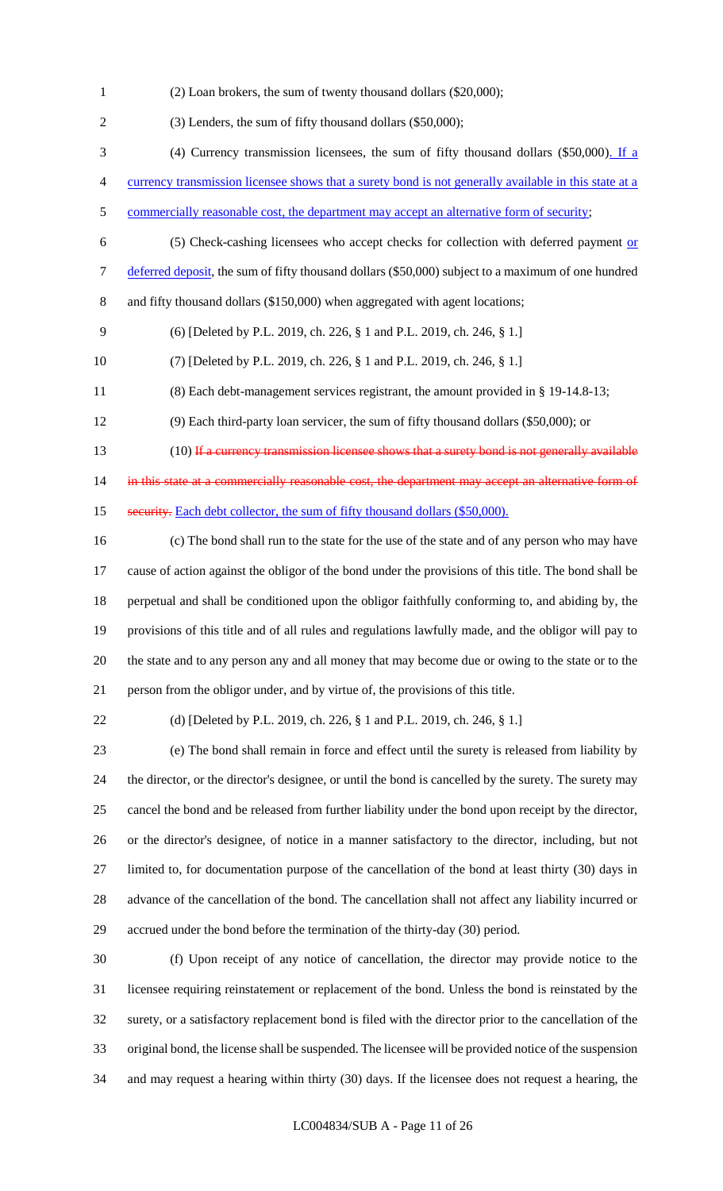(2) Loan brokers, the sum of twenty thousand dollars ($20,000);

(3) Lenders, the sum of fifty thousand dollars ($50,000);

(4) Currency transmission licensees, the sum of fifty thousand dollars ($50,000). If a currency transmission licensee shows that a surety bond is not generally available in this state at a commercially reasonable cost, the department may accept an alternative form of security;

(5) Check-cashing licensees who accept checks for collection with deferred payment or deferred deposit, the sum of fifty thousand dollars ($50,000) subject to a maximum of one hundred and fifty thousand dollars ($150,000) when aggregated with agent locations;

(6) [Deleted by P.L. 2019, ch. 226, § 1 and P.L. 2019, ch. 246, § 1.]

(7) [Deleted by P.L. 2019, ch. 226, § 1 and P.L. 2019, ch. 246, § 1.]

(8) Each debt-management services registrant, the amount provided in § 19-14.8-13;

(9) Each third-party loan servicer, the sum of fifty thousand dollars ($50,000); or

(10) ~~If a currency transmission licensee shows that a surety bond is not generally available in this state at a commercially reasonable cost, the department may accept an alternative form of security.~~ Each debt collector, the sum of fifty thousand dollars ($50,000).

(c) The bond shall run to the state for the use of the state and of any person who may have cause of action against the obligor of the bond under the provisions of this title. The bond shall be perpetual and shall be conditioned upon the obligor faithfully conforming to, and abiding by, the provisions of this title and of all rules and regulations lawfully made, and the obligor will pay to the state and to any person any and all money that may become due or owing to the state or to the person from the obligor under, and by virtue of, the provisions of this title.

(d) [Deleted by P.L. 2019, ch. 226, § 1 and P.L. 2019, ch. 246, § 1.]

(e) The bond shall remain in force and effect until the surety is released from liability by the director, or the director's designee, or until the bond is cancelled by the surety. The surety may cancel the bond and be released from further liability under the bond upon receipt by the director, or the director's designee, of notice in a manner satisfactory to the director, including, but not limited to, for documentation purpose of the cancellation of the bond at least thirty (30) days in advance of the cancellation of the bond. The cancellation shall not affect any liability incurred or accrued under the bond before the termination of the thirty-day (30) period.

(f) Upon receipt of any notice of cancellation, the director may provide notice to the licensee requiring reinstatement or replacement of the bond. Unless the bond is reinstated by the surety, or a satisfactory replacement bond is filed with the director prior to the cancellation of the original bond, the license shall be suspended. The licensee will be provided notice of the suspension and may request a hearing within thirty (30) days. If the licensee does not request a hearing, the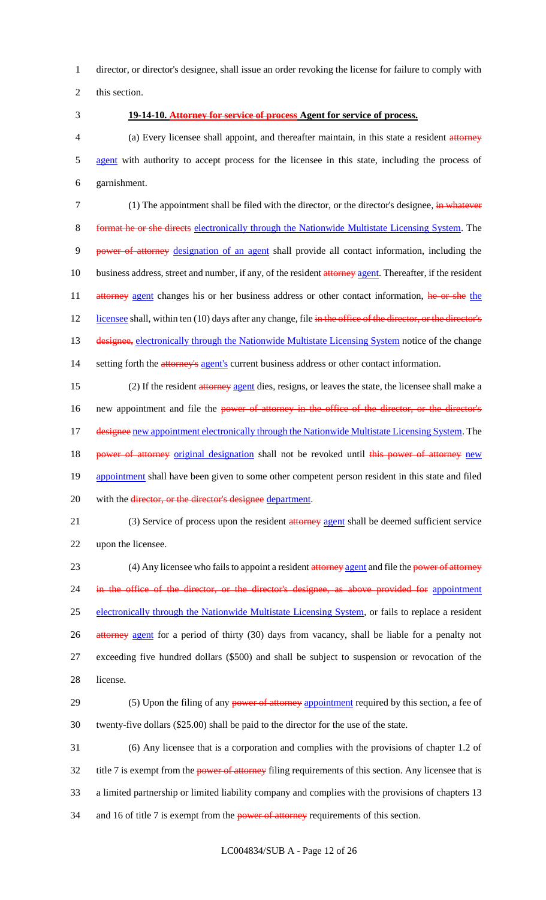director, or director's designee, shall issue an order revoking the license for failure to comply with this section.

**19-14-10. ~~Attorney for service of process~~ Agent for service of process.**

(a) Every licensee shall appoint, and thereafter maintain, in this state a resident ~~attorney~~ agent with authority to accept process for the licensee in this state, including the process of garnishment.

(1) The appointment shall be filed with the director, or the director's designee, ~~in whatever format he or she directs~~ electronically through the Nationwide Multistate Licensing System. The ~~power of attorney~~ designation of an agent shall provide all contact information, including the business address, street and number, if any, of the resident ~~attorney~~ agent. Thereafter, if the resident ~~attorney~~ agent changes his or her business address or other contact information, ~~he or she~~ the licensee shall, within ten (10) days after any change, file ~~in the office of the director, or the director's designee,~~ electronically through the Nationwide Multistate Licensing System notice of the change setting forth the ~~attorney's~~ agent's current business address or other contact information.

(2) If the resident ~~attorney~~ agent dies, resigns, or leaves the state, the licensee shall make a new appointment and file the ~~power of attorney in the office of the director, or the director's designee~~ new appointment electronically through the Nationwide Multistate Licensing System. The ~~power of attorney~~ original designation shall not be revoked until ~~this power of attorney~~ new appointment shall have been given to some other competent person resident in this state and filed with the ~~director, or the director's designee~~ department.

(3) Service of process upon the resident ~~attorney~~ agent shall be deemed sufficient service upon the licensee.

(4) Any licensee who fails to appoint a resident ~~attorney~~ agent and file the ~~power of attorney in the office of the director, or the director's designee, as above provided for~~ appointment electronically through the Nationwide Multistate Licensing System, or fails to replace a resident ~~attorney~~ agent for a period of thirty (30) days from vacancy, shall be liable for a penalty not exceeding five hundred dollars ($500) and shall be subject to suspension or revocation of the license.

(5) Upon the filing of any ~~power of attorney~~ appointment required by this section, a fee of twenty-five dollars ($25.00) shall be paid to the director for the use of the state.

(6) Any licensee that is a corporation and complies with the provisions of chapter 1.2 of title 7 is exempt from the ~~power of attorney~~ filing requirements of this section. Any licensee that is a limited partnership or limited liability company and complies with the provisions of chapters 13 and 16 of title 7 is exempt from the ~~power of attorney~~ requirements of this section.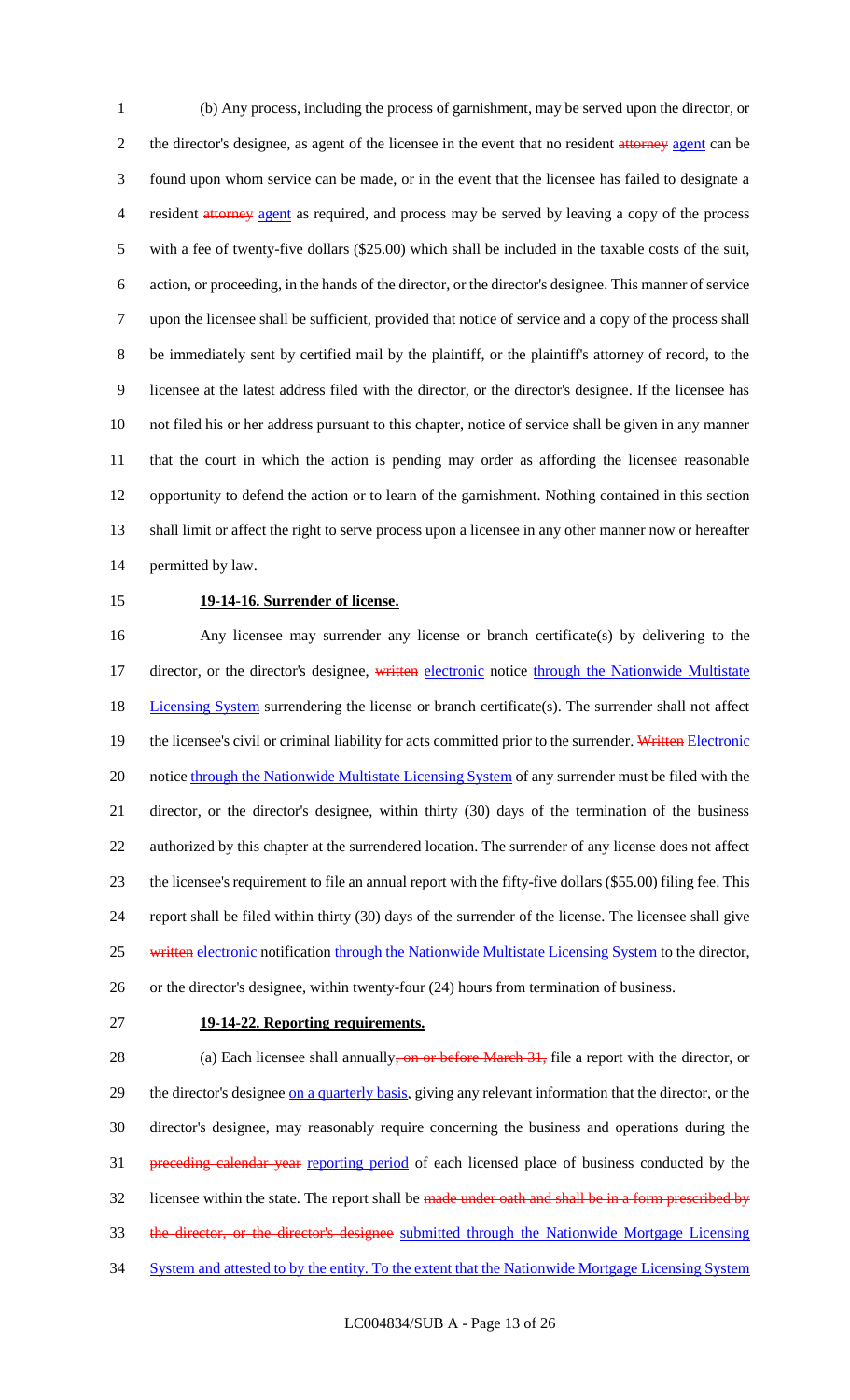(b) Any process, including the process of garnishment, may be served upon the director, or the director's designee, as agent of the licensee in the event that no resident ~~attorney~~ agent can be found upon whom service can be made, or in the event that the licensee has failed to designate a resident ~~attorney~~ agent as required, and process may be served by leaving a copy of the process with a fee of twenty-five dollars ($25.00) which shall be included in the taxable costs of the suit, action, or proceeding, in the hands of the director, or the director's designee. This manner of service upon the licensee shall be sufficient, provided that notice of service and a copy of the process shall be immediately sent by certified mail by the plaintiff, or the plaintiff's attorney of record, to the licensee at the latest address filed with the director, or the director's designee. If the licensee has not filed his or her address pursuant to this chapter, notice of service shall be given in any manner that the court in which the action is pending may order as affording the licensee reasonable opportunity to defend the action or to learn of the garnishment. Nothing contained in this section shall limit or affect the right to serve process upon a licensee in any other manner now or hereafter permitted by law.

**19-14-16. Surrender of license.**

Any licensee may surrender any license or branch certificate(s) by delivering to the director, or the director's designee, ~~written~~ electronic notice through the Nationwide Multistate Licensing System surrendering the license or branch certificate(s). The surrender shall not affect the licensee's civil or criminal liability for acts committed prior to the surrender. ~~Written~~ Electronic notice through the Nationwide Multistate Licensing System of any surrender must be filed with the director, or the director's designee, within thirty (30) days of the termination of the business authorized by this chapter at the surrendered location. The surrender of any license does not affect the licensee's requirement to file an annual report with the fifty-five dollars ($55.00) filing fee. This report shall be filed within thirty (30) days of the surrender of the license. The licensee shall give ~~written~~ electronic notification through the Nationwide Multistate Licensing System to the director, or the director's designee, within twenty-four (24) hours from termination of business.

**19-14-22. Reporting requirements.**

(a) Each licensee shall annually~~, on or before March 31,~~ file a report with the director, or the director's designee on a quarterly basis, giving any relevant information that the director, or the director's designee, may reasonably require concerning the business and operations during the ~~preceding calendar year~~ reporting period of each licensed place of business conducted by the licensee within the state. The report shall be ~~made under oath and shall be in a form prescribed by the director, or the director's designee~~ submitted through the Nationwide Mortgage Licensing System and attested to by the entity. To the extent that the Nationwide Mortgage Licensing System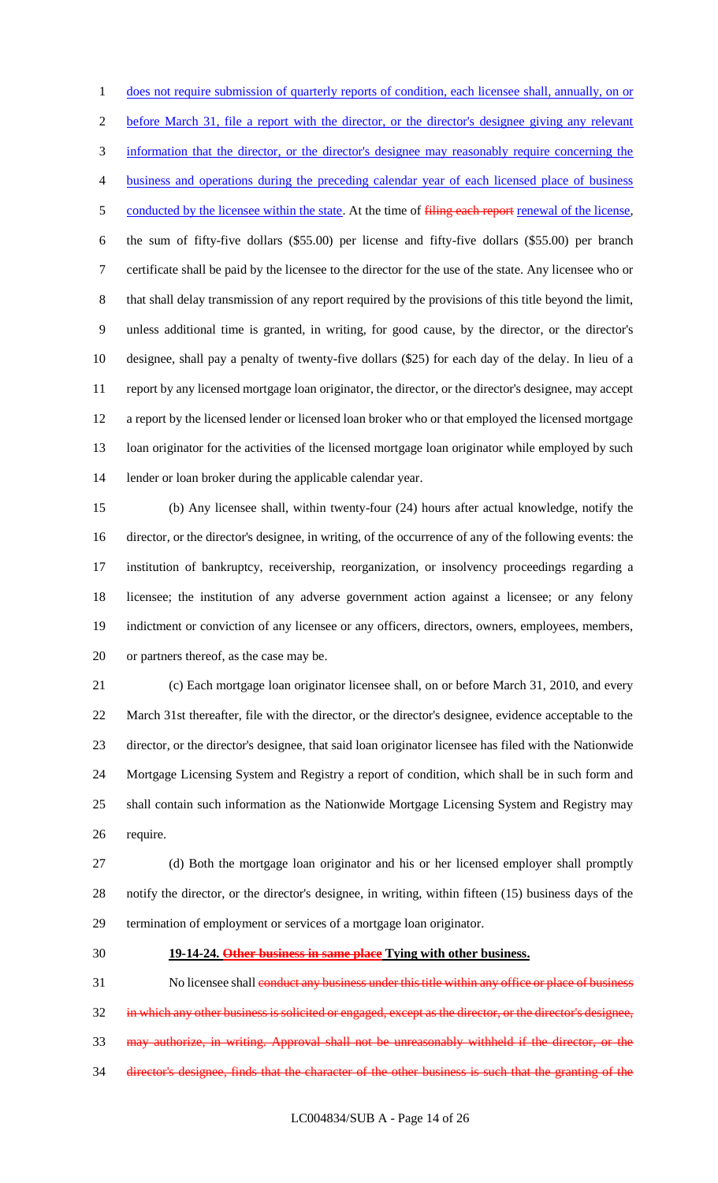does not require submission of quarterly reports of condition, each licensee shall, annually, on or before March 31, file a report with the director, or the director's designee giving any relevant information that the director, or the director's designee may reasonably require concerning the business and operations during the preceding calendar year of each licensed place of business conducted by the licensee within the state. At the time of ~~filing each report~~ renewal of the license, the sum of fifty-five dollars ($55.00) per license and fifty-five dollars ($55.00) per branch certificate shall be paid by the licensee to the director for the use of the state. Any licensee who or that shall delay transmission of any report required by the provisions of this title beyond the limit, unless additional time is granted, in writing, for good cause, by the director, or the director's designee, shall pay a penalty of twenty-five dollars ($25) for each day of the delay. In lieu of a report by any licensed mortgage loan originator, the director, or the director's designee, may accept a report by the licensed lender or licensed loan broker who or that employed the licensed mortgage loan originator for the activities of the licensed mortgage loan originator while employed by such lender or loan broker during the applicable calendar year.

(b) Any licensee shall, within twenty-four (24) hours after actual knowledge, notify the director, or the director's designee, in writing, of the occurrence of any of the following events: the institution of bankruptcy, receivership, reorganization, or insolvency proceedings regarding a licensee; the institution of any adverse government action against a licensee; or any felony indictment or conviction of any licensee or any officers, directors, owners, employees, members, or partners thereof, as the case may be.

(c) Each mortgage loan originator licensee shall, on or before March 31, 2010, and every March 31st thereafter, file with the director, or the director's designee, evidence acceptable to the director, or the director's designee, that said loan originator licensee has filed with the Nationwide Mortgage Licensing System and Registry a report of condition, which shall be in such form and shall contain such information as the Nationwide Mortgage Licensing System and Registry may require.

(d) Both the mortgage loan originator and his or her licensed employer shall promptly notify the director, or the director's designee, in writing, within fifteen (15) business days of the termination of employment or services of a mortgage loan originator.

**19-14-24. ~~Other business in same place~~ Tying with other business.**

No licensee shall ~~conduct any business under this title within any office or place of business in which any other business is solicited or engaged, except as the director, or the director's designee, may authorize, in writing. Approval shall not be unreasonably withheld if the director, or the director's designee, finds that the character of the other business is such that the granting of the~~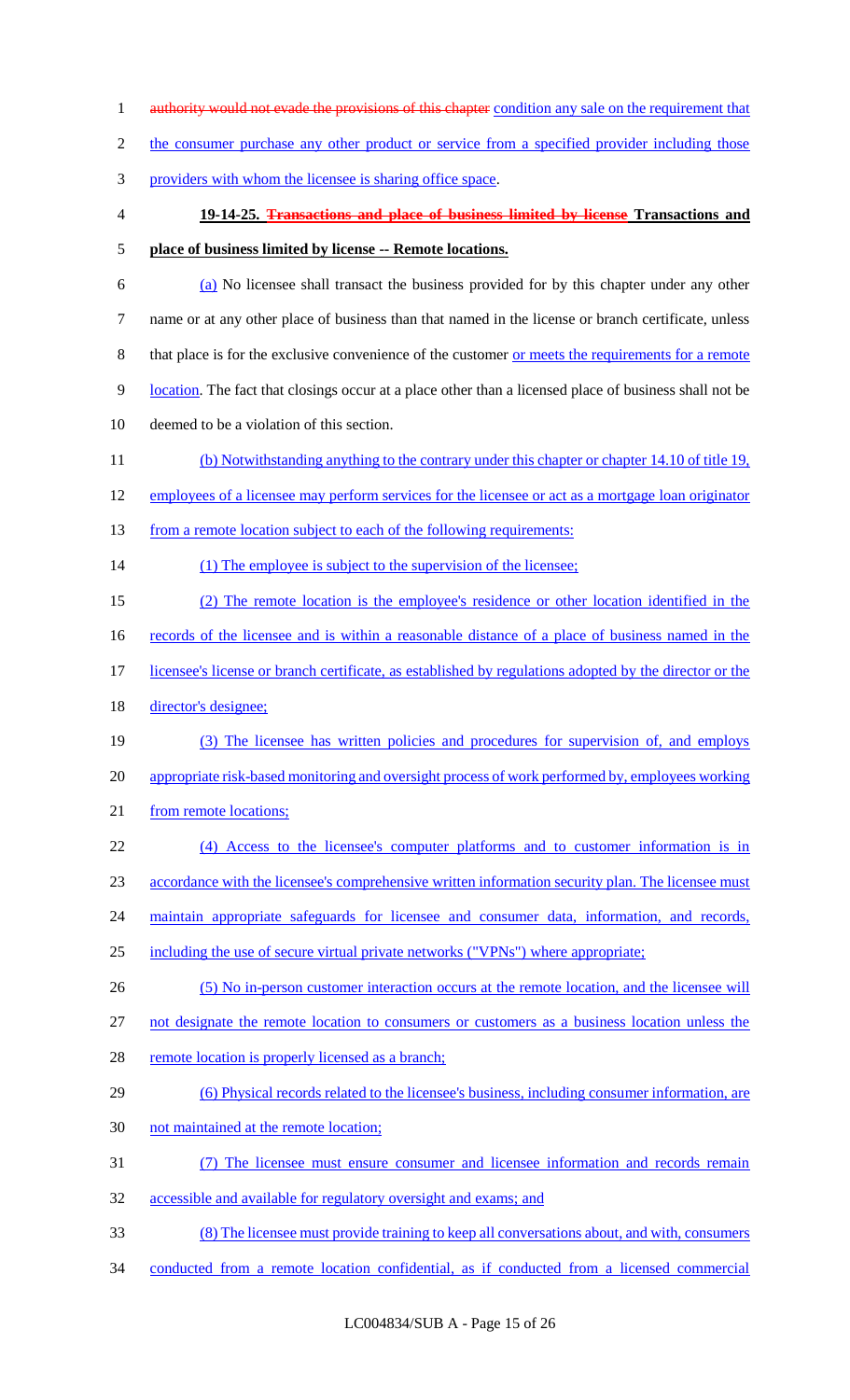~~authority would not evade the provisions of this chapter~~ condition any sale on the requirement that the consumer purchase any other product or service from a specified provider including those providers with whom the licensee is sharing office space.

**19-14-25. ~~Transactions and place of business limited by license~~ Transactions and place of business limited by license -- Remote locations.**

(a) No licensee shall transact the business provided for by this chapter under any other name or at any other place of business than that named in the license or branch certificate, unless that place is for the exclusive convenience of the customer or meets the requirements for a remote location. The fact that closings occur at a place other than a licensed place of business shall not be deemed to be a violation of this section.

(b) Notwithstanding anything to the contrary under this chapter or chapter 14.10 of title 19, employees of a licensee may perform services for the licensee or act as a mortgage loan originator from a remote location subject to each of the following requirements:

(1) The employee is subject to the supervision of the licensee;

(2) The remote location is the employee's residence or other location identified in the records of the licensee and is within a reasonable distance of a place of business named in the licensee's license or branch certificate, as established by regulations adopted by the director or the director's designee;

(3) The licensee has written policies and procedures for supervision of, and employs appropriate risk-based monitoring and oversight process of work performed by, employees working from remote locations;

(4) Access to the licensee's computer platforms and to customer information is in accordance with the licensee's comprehensive written information security plan. The licensee must maintain appropriate safeguards for licensee and consumer data, information, and records, including the use of secure virtual private networks ("VPNs") where appropriate;

(5) No in-person customer interaction occurs at the remote location, and the licensee will not designate the remote location to consumers or customers as a business location unless the remote location is properly licensed as a branch;

(6) Physical records related to the licensee's business, including consumer information, are not maintained at the remote location;

(7) The licensee must ensure consumer and licensee information and records remain accessible and available for regulatory oversight and exams; and

(8) The licensee must provide training to keep all conversations about, and with, consumers conducted from a remote location confidential, as if conducted from a licensed commercial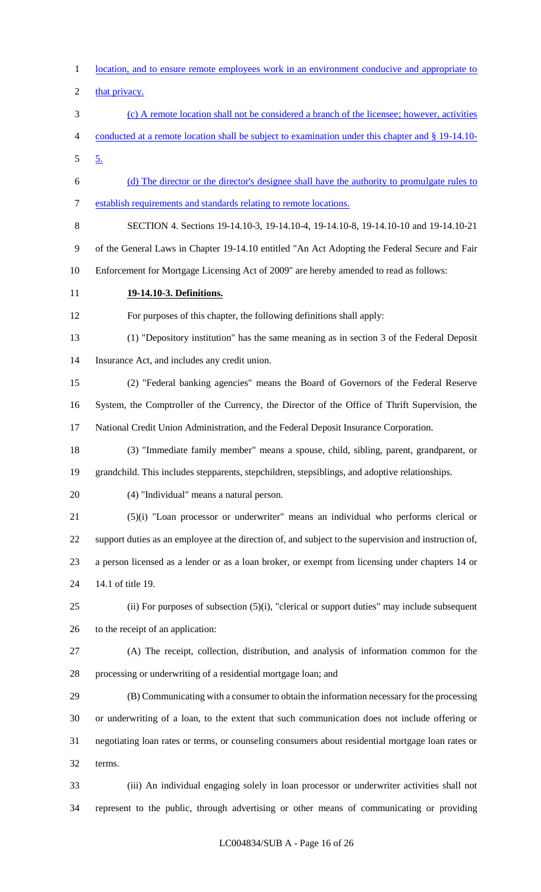location, and to ensure remote employees work in an environment conducive and appropriate to that privacy.

(c) A remote location shall not be considered a branch of the licensee; however, activities conducted at a remote location shall be subject to examination under this chapter and § 19-14.10-5.

(d) The director or the director's designee shall have the authority to promulgate rules to establish requirements and standards relating to remote locations.

SECTION 4. Sections 19-14.10-3, 19-14.10-4, 19-14.10-8, 19-14.10-10 and 19-14.10-21 of the General Laws in Chapter 19-14.10 entitled "An Act Adopting the Federal Secure and Fair Enforcement for Mortgage Licensing Act of 2009" are hereby amended to read as follows:

**19-14.10-3. Definitions.**

For purposes of this chapter, the following definitions shall apply:

(1) "Depository institution" has the same meaning as in section 3 of the Federal Deposit Insurance Act, and includes any credit union.

(2) "Federal banking agencies" means the Board of Governors of the Federal Reserve System, the Comptroller of the Currency, the Director of the Office of Thrift Supervision, the National Credit Union Administration, and the Federal Deposit Insurance Corporation.

(3) "Immediate family member" means a spouse, child, sibling, parent, grandparent, or grandchild. This includes stepparents, stepchildren, stepsiblings, and adoptive relationships.

(4) "Individual" means a natural person.

(5)(i) "Loan processor or underwriter" means an individual who performs clerical or support duties as an employee at the direction of, and subject to the supervision and instruction of, a person licensed as a lender or as a loan broker, or exempt from licensing under chapters 14 or 14.1 of title 19.

(ii) For purposes of subsection (5)(i), "clerical or support duties" may include subsequent to the receipt of an application:

(A) The receipt, collection, distribution, and analysis of information common for the processing or underwriting of a residential mortgage loan; and

(B) Communicating with a consumer to obtain the information necessary for the processing or underwriting of a loan, to the extent that such communication does not include offering or negotiating loan rates or terms, or counseling consumers about residential mortgage loan rates or terms.

(iii) An individual engaging solely in loan processor or underwriter activities shall not represent to the public, through advertising or other means of communicating or providing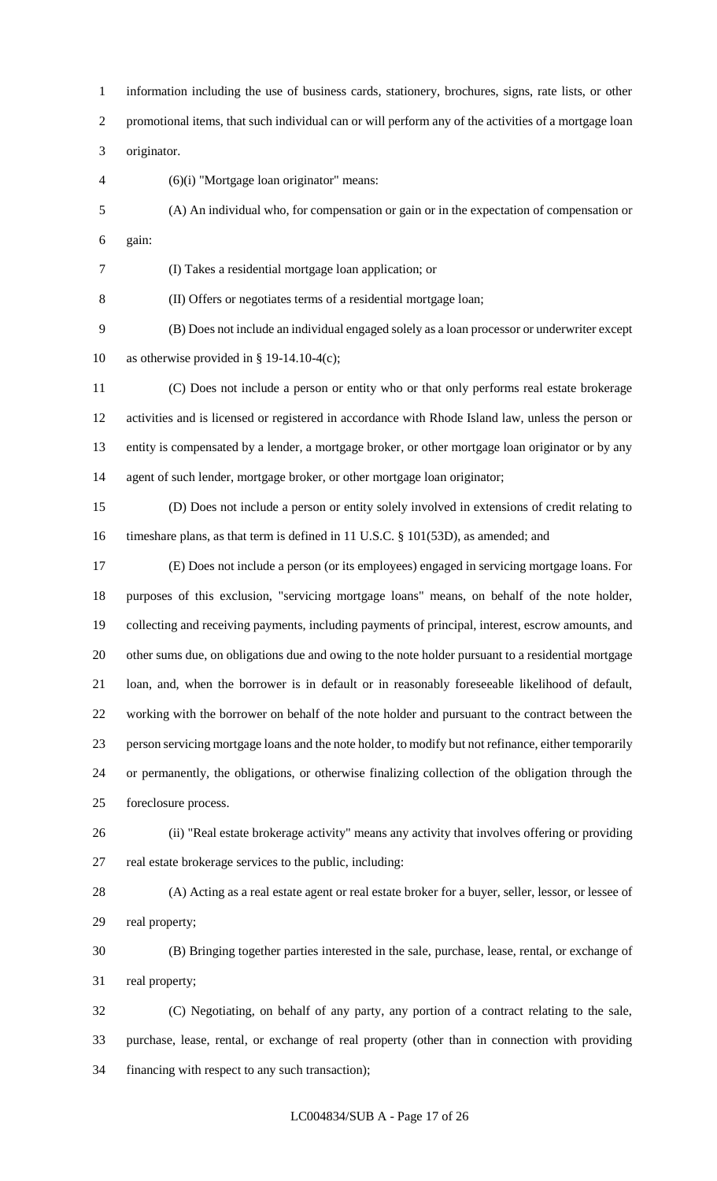information including the use of business cards, stationery, brochures, signs, rate lists, or other promotional items, that such individual can or will perform any of the activities of a mortgage loan originator.

(6)(i) "Mortgage loan originator" means:

(A) An individual who, for compensation or gain or in the expectation of compensation or gain:

(I) Takes a residential mortgage loan application; or

(II) Offers or negotiates terms of a residential mortgage loan;

(B) Does not include an individual engaged solely as a loan processor or underwriter except as otherwise provided in § 19-14.10-4(c);

(C) Does not include a person or entity who or that only performs real estate brokerage activities and is licensed or registered in accordance with Rhode Island law, unless the person or entity is compensated by a lender, a mortgage broker, or other mortgage loan originator or by any agent of such lender, mortgage broker, or other mortgage loan originator;

(D) Does not include a person or entity solely involved in extensions of credit relating to timeshare plans, as that term is defined in 11 U.S.C. § 101(53D), as amended; and

(E) Does not include a person (or its employees) engaged in servicing mortgage loans. For purposes of this exclusion, "servicing mortgage loans" means, on behalf of the note holder, collecting and receiving payments, including payments of principal, interest, escrow amounts, and other sums due, on obligations due and owing to the note holder pursuant to a residential mortgage loan, and, when the borrower is in default or in reasonably foreseeable likelihood of default, working with the borrower on behalf of the note holder and pursuant to the contract between the person servicing mortgage loans and the note holder, to modify but not refinance, either temporarily or permanently, the obligations, or otherwise finalizing collection of the obligation through the foreclosure process.

(ii) "Real estate brokerage activity" means any activity that involves offering or providing real estate brokerage services to the public, including:

(A) Acting as a real estate agent or real estate broker for a buyer, seller, lessor, or lessee of real property;

(B) Bringing together parties interested in the sale, purchase, lease, rental, or exchange of real property;

(C) Negotiating, on behalf of any party, any portion of a contract relating to the sale, purchase, lease, rental, or exchange of real property (other than in connection with providing financing with respect to any such transaction);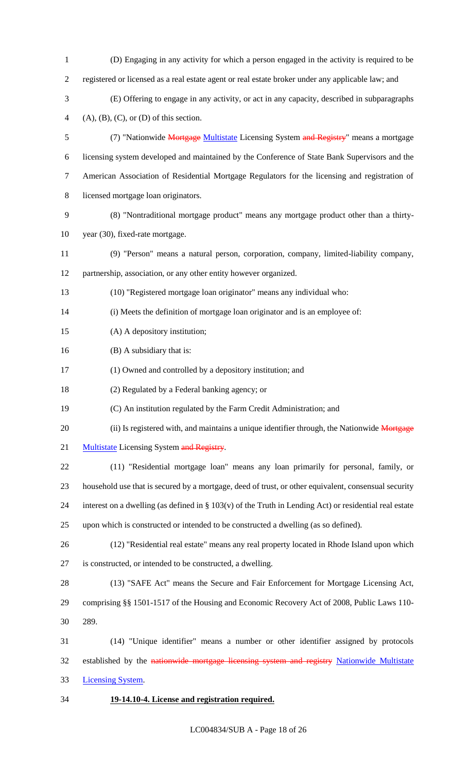(D) Engaging in any activity for which a person engaged in the activity is required to be registered or licensed as a real estate agent or real estate broker under any applicable law; and

(E) Offering to engage in any activity, or act in any capacity, described in subparagraphs (A), (B), (C), or (D) of this section.

(7) "Nationwide ~~Mortgage~~ Multistate Licensing System ~~and Registry~~" means a mortgage licensing system developed and maintained by the Conference of State Bank Supervisors and the American Association of Residential Mortgage Regulators for the licensing and registration of licensed mortgage loan originators.

(8) "Nontraditional mortgage product" means any mortgage product other than a thirty-year (30), fixed-rate mortgage.

(9) "Person" means a natural person, corporation, company, limited-liability company, partnership, association, or any other entity however organized.

(10) "Registered mortgage loan originator" means any individual who:

(i) Meets the definition of mortgage loan originator and is an employee of:

(A) A depository institution;

(B) A subsidiary that is:

(1) Owned and controlled by a depository institution; and

(2) Regulated by a Federal banking agency; or

(C) An institution regulated by the Farm Credit Administration; and

(ii) Is registered with, and maintains a unique identifier through, the Nationwide ~~Mortgage~~ Multistate Licensing System ~~and Registry~~.

(11) "Residential mortgage loan" means any loan primarily for personal, family, or household use that is secured by a mortgage, deed of trust, or other equivalent, consensual security interest on a dwelling (as defined in § 103(v) of the Truth in Lending Act) or residential real estate upon which is constructed or intended to be constructed a dwelling (as so defined).

(12) "Residential real estate" means any real property located in Rhode Island upon which is constructed, or intended to be constructed, a dwelling.

(13) "SAFE Act" means the Secure and Fair Enforcement for Mortgage Licensing Act, comprising §§ 1501-1517 of the Housing and Economic Recovery Act of 2008, Public Laws 110-289.

(14) "Unique identifier" means a number or other identifier assigned by protocols established by the ~~nationwide mortgage licensing system and registry~~ Nationwide Multistate Licensing System.

**19-14.10-4. License and registration required.**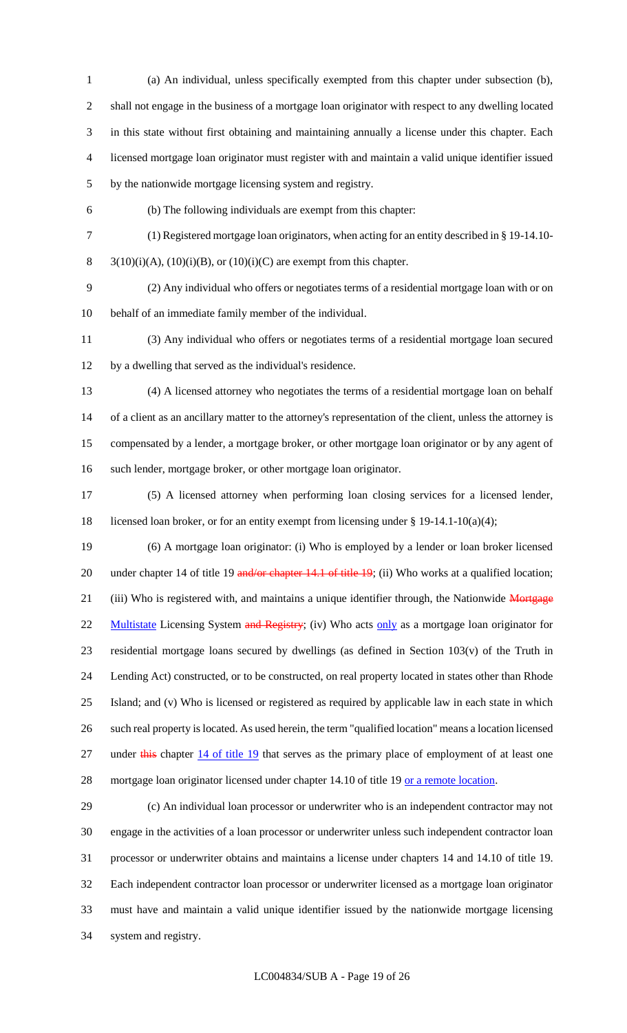(a) An individual, unless specifically exempted from this chapter under subsection (b), shall not engage in the business of a mortgage loan originator with respect to any dwelling located in this state without first obtaining and maintaining annually a license under this chapter. Each licensed mortgage loan originator must register with and maintain a valid unique identifier issued by the nationwide mortgage licensing system and registry.

(b) The following individuals are exempt from this chapter:

(1) Registered mortgage loan originators, when acting for an entity described in § 19-14.10-3(10)(i)(A), (10)(i)(B), or (10)(i)(C) are exempt from this chapter.

(2) Any individual who offers or negotiates terms of a residential mortgage loan with or on behalf of an immediate family member of the individual.

(3) Any individual who offers or negotiates terms of a residential mortgage loan secured by a dwelling that served as the individual's residence.

(4) A licensed attorney who negotiates the terms of a residential mortgage loan on behalf of a client as an ancillary matter to the attorney's representation of the client, unless the attorney is compensated by a lender, a mortgage broker, or other mortgage loan originator or by any agent of such lender, mortgage broker, or other mortgage loan originator.

(5) A licensed attorney when performing loan closing services for a licensed lender, licensed loan broker, or for an entity exempt from licensing under § 19-14.1-10(a)(4);

(6) A mortgage loan originator: (i) Who is employed by a lender or loan broker licensed under chapter 14 of title 19 ~~and/or chapter 14.1 of title 19~~; (ii) Who works at a qualified location; (iii) Who is registered with, and maintains a unique identifier through, the Nationwide ~~Mortgage~~ Multistate Licensing System ~~and Registry~~; (iv) Who acts only as a mortgage loan originator for residential mortgage loans secured by dwellings (as defined in Section 103(v) of the Truth in Lending Act) constructed, or to be constructed, on real property located in states other than Rhode Island; and (v) Who is licensed or registered as required by applicable law in each state in which such real property is located. As used herein, the term "qualified location" means a location licensed under ~~this~~ chapter 14 of title 19 that serves as the primary place of employment of at least one mortgage loan originator licensed under chapter 14.10 of title 19 or a remote location.

(c) An individual loan processor or underwriter who is an independent contractor may not engage in the activities of a loan processor or underwriter unless such independent contractor loan processor or underwriter obtains and maintains a license under chapters 14 and 14.10 of title 19. Each independent contractor loan processor or underwriter licensed as a mortgage loan originator must have and maintain a valid unique identifier issued by the nationwide mortgage licensing system and registry.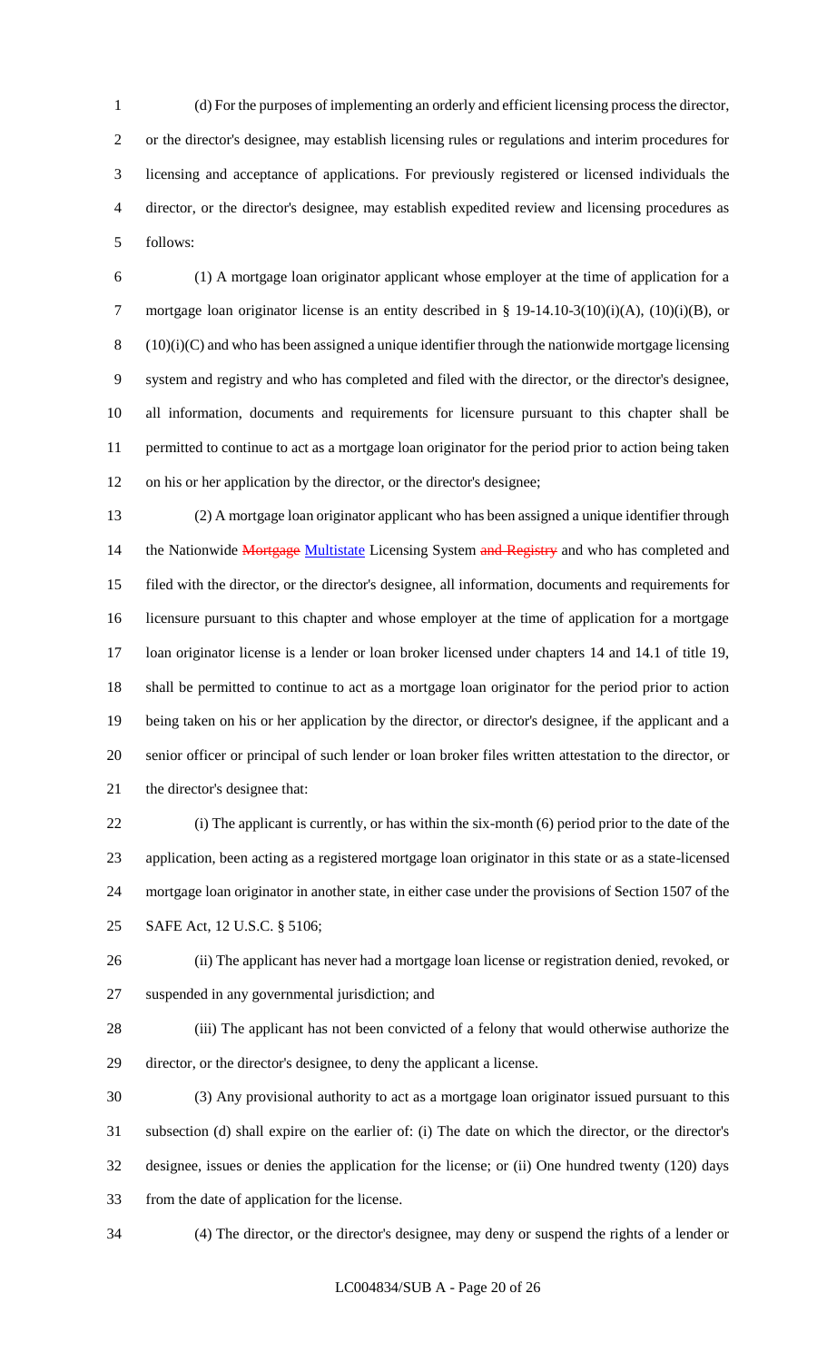(d) For the purposes of implementing an orderly and efficient licensing process the director, or the director's designee, may establish licensing rules or regulations and interim procedures for licensing and acceptance of applications. For previously registered or licensed individuals the director, or the director's designee, may establish expedited review and licensing procedures as follows:

(1) A mortgage loan originator applicant whose employer at the time of application for a mortgage loan originator license is an entity described in § 19-14.10-3(10)(i)(A), (10)(i)(B), or (10)(i)(C) and who has been assigned a unique identifier through the nationwide mortgage licensing system and registry and who has completed and filed with the director, or the director's designee, all information, documents and requirements for licensure pursuant to this chapter shall be permitted to continue to act as a mortgage loan originator for the period prior to action being taken on his or her application by the director, or the director's designee;

(2) A mortgage loan originator applicant who has been assigned a unique identifier through the Nationwide ~~Mortgage~~ Multistate Licensing System ~~and Registry~~ and who has completed and filed with the director, or the director's designee, all information, documents and requirements for licensure pursuant to this chapter and whose employer at the time of application for a mortgage loan originator license is a lender or loan broker licensed under chapters 14 and 14.1 of title 19, shall be permitted to continue to act as a mortgage loan originator for the period prior to action being taken on his or her application by the director, or director's designee, if the applicant and a senior officer or principal of such lender or loan broker files written attestation to the director, or the director's designee that:

(i) The applicant is currently, or has within the six-month (6) period prior to the date of the application, been acting as a registered mortgage loan originator in this state or as a state-licensed mortgage loan originator in another state, in either case under the provisions of Section 1507 of the SAFE Act, 12 U.S.C. § 5106;

(ii) The applicant has never had a mortgage loan license or registration denied, revoked, or suspended in any governmental jurisdiction; and

(iii) The applicant has not been convicted of a felony that would otherwise authorize the director, or the director's designee, to deny the applicant a license.

(3) Any provisional authority to act as a mortgage loan originator issued pursuant to this subsection (d) shall expire on the earlier of: (i) The date on which the director, or the director's designee, issues or denies the application for the license; or (ii) One hundred twenty (120) days from the date of application for the license.

(4) The director, or the director's designee, may deny or suspend the rights of a lender or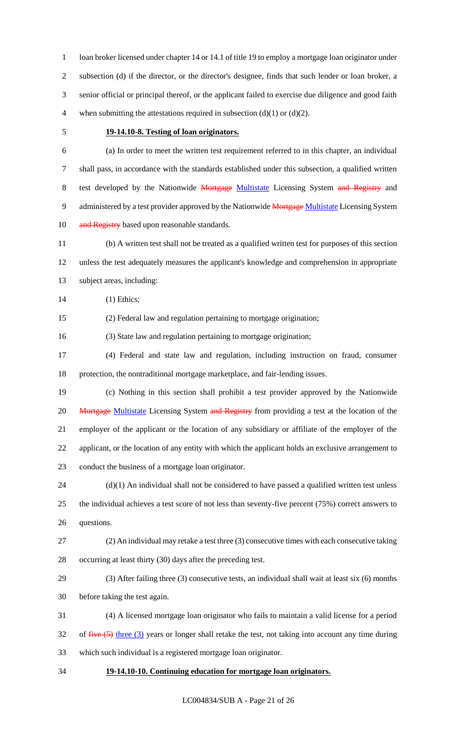loan broker licensed under chapter 14 or 14.1 of title 19 to employ a mortgage loan originator under subsection (d) if the director, or the director's designee, finds that such lender or loan broker, a senior official or principal thereof, or the applicant failed to exercise due diligence and good faith when submitting the attestations required in subsection (d)(1) or (d)(2).

**19-14.10-8. Testing of loan originators.**

(a) In order to meet the written test requirement referred to in this chapter, an individual shall pass, in accordance with the standards established under this subsection, a qualified written test developed by the Nationwide ~~Mortgage~~ Multistate Licensing System ~~and Registry~~ and administered by a test provider approved by the Nationwide ~~Mortgage~~ Multistate Licensing System ~~and Registry~~ based upon reasonable standards.

(b) A written test shall not be treated as a qualified written test for purposes of this section unless the test adequately measures the applicant's knowledge and comprehension in appropriate subject areas, including:

(1) Ethics;

(2) Federal law and regulation pertaining to mortgage origination;

(3) State law and regulation pertaining to mortgage origination;

(4) Federal and state law and regulation, including instruction on fraud, consumer protection, the nontraditional mortgage marketplace, and fair-lending issues.

(c) Nothing in this section shall prohibit a test provider approved by the Nationwide ~~Mortgage~~ Multistate Licensing System ~~and Registry~~ from providing a test at the location of the employer of the applicant or the location of any subsidiary or affiliate of the employer of the applicant, or the location of any entity with which the applicant holds an exclusive arrangement to conduct the business of a mortgage loan originator.

(d)(1) An individual shall not be considered to have passed a qualified written test unless the individual achieves a test score of not less than seventy-five percent (75%) correct answers to questions.

(2) An individual may retake a test three (3) consecutive times with each consecutive taking occurring at least thirty (30) days after the preceding test.

(3) After failing three (3) consecutive tests, an individual shall wait at least six (6) months before taking the test again.

(4) A licensed mortgage loan originator who fails to maintain a valid license for a period of ~~five (5)~~ three (3) years or longer shall retake the test, not taking into account any time during which such individual is a registered mortgage loan originator.

**19-14.10-10. Continuing education for mortgage loan originators.**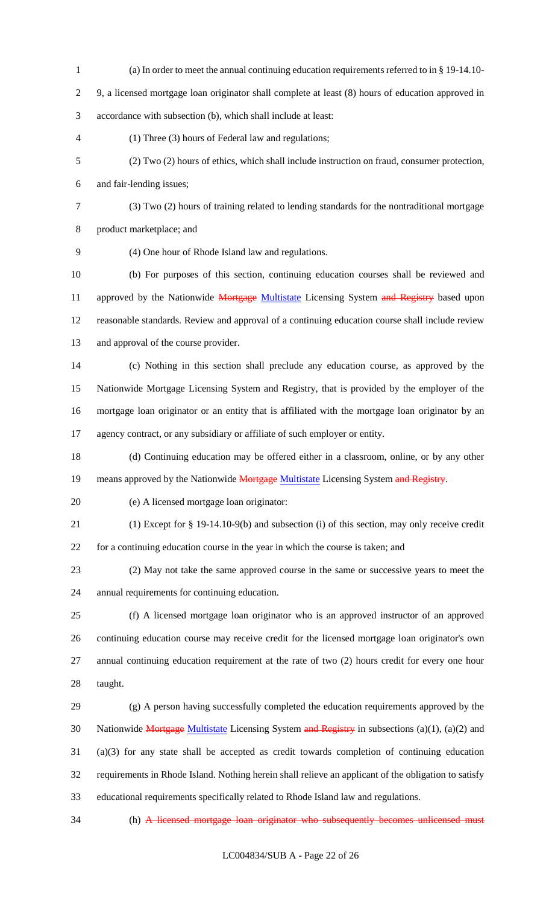(a) In order to meet the annual continuing education requirements referred to in § 19-14.10-9, a licensed mortgage loan originator shall complete at least (8) hours of education approved in accordance with subsection (b), which shall include at least:

(1) Three (3) hours of Federal law and regulations;

(2) Two (2) hours of ethics, which shall include instruction on fraud, consumer protection, and fair-lending issues;

(3) Two (2) hours of training related to lending standards for the nontraditional mortgage product marketplace; and

(4) One hour of Rhode Island law and regulations.

(b) For purposes of this section, continuing education courses shall be reviewed and approved by the Nationwide ~~Mortgage~~ Multistate Licensing System ~~and Registry~~ based upon reasonable standards. Review and approval of a continuing education course shall include review and approval of the course provider.

(c) Nothing in this section shall preclude any education course, as approved by the Nationwide Mortgage Licensing System and Registry, that is provided by the employer of the mortgage loan originator or an entity that is affiliated with the mortgage loan originator by an agency contract, or any subsidiary or affiliate of such employer or entity.

(d) Continuing education may be offered either in a classroom, online, or by any other means approved by the Nationwide ~~Mortgage~~ Multistate Licensing System ~~and Registry~~.

(e) A licensed mortgage loan originator:

(1) Except for § 19-14.10-9(b) and subsection (i) of this section, may only receive credit for a continuing education course in the year in which the course is taken; and

(2) May not take the same approved course in the same or successive years to meet the annual requirements for continuing education.

(f) A licensed mortgage loan originator who is an approved instructor of an approved continuing education course may receive credit for the licensed mortgage loan originator's own annual continuing education requirement at the rate of two (2) hours credit for every one hour taught.

(g) A person having successfully completed the education requirements approved by the Nationwide ~~Mortgage~~ Multistate Licensing System ~~and Registry~~ in subsections (a)(1), (a)(2) and (a)(3) for any state shall be accepted as credit towards completion of continuing education requirements in Rhode Island. Nothing herein shall relieve an applicant of the obligation to satisfy educational requirements specifically related to Rhode Island law and regulations.

(h) ~~A licensed mortgage loan originator who subsequently becomes unlicensed must~~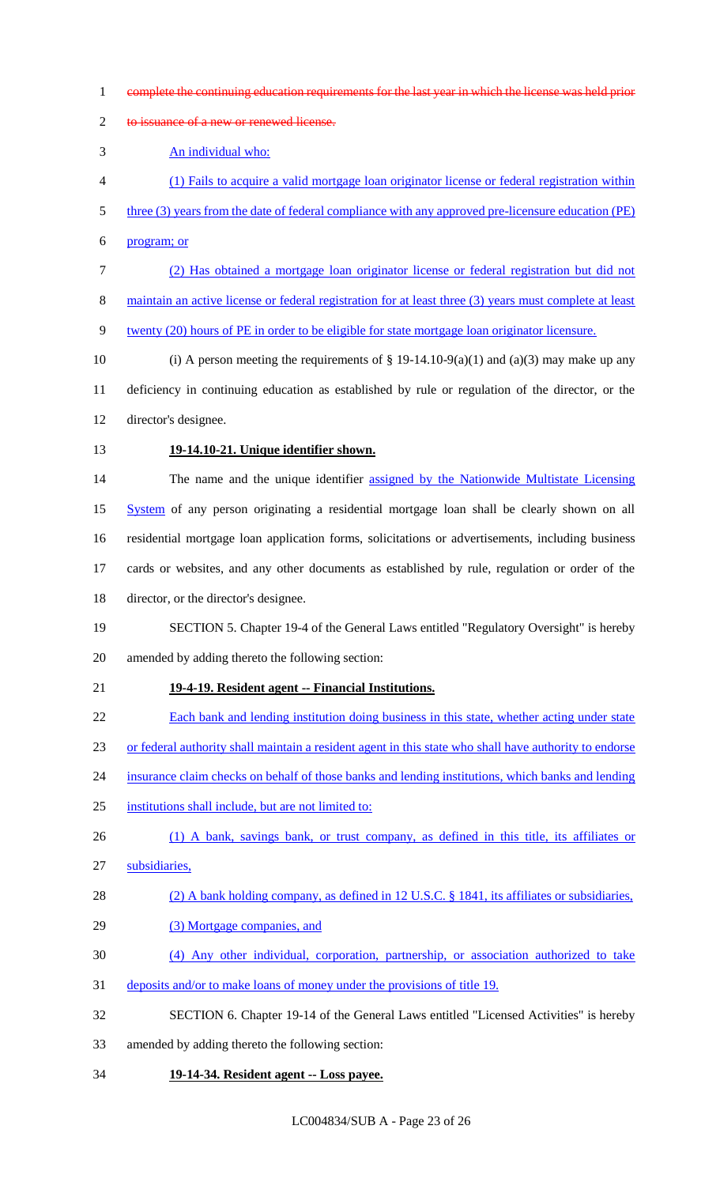complete the continuing education requirements for the last year in which the license was held prior to issuance of a new or renewed license.

An individual who:

(1) Fails to acquire a valid mortgage loan originator license or federal registration within three (3) years from the date of federal compliance with any approved pre-licensure education (PE) program; or

(2) Has obtained a mortgage loan originator license or federal registration but did not maintain an active license or federal registration for at least three (3) years must complete at least twenty (20) hours of PE in order to be eligible for state mortgage loan originator licensure.

(i) A person meeting the requirements of § 19-14.10-9(a)(1) and (a)(3) may make up any deficiency in continuing education as established by rule or regulation of the director, or the director's designee.

**19-14.10-21. Unique identifier shown.**

The name and the unique identifier assigned by the Nationwide Multistate Licensing System of any person originating a residential mortgage loan shall be clearly shown on all residential mortgage loan application forms, solicitations or advertisements, including business cards or websites, and any other documents as established by rule, regulation or order of the director, or the director's designee.

SECTION 5. Chapter 19-4 of the General Laws entitled "Regulatory Oversight" is hereby amended by adding thereto the following section:

**19-4-19. Resident agent -- Financial Institutions.**

Each bank and lending institution doing business in this state, whether acting under state or federal authority shall maintain a resident agent in this state who shall have authority to endorse insurance claim checks on behalf of those banks and lending institutions, which banks and lending institutions shall include, but are not limited to:

(1) A bank, savings bank, or trust company, as defined in this title, its affiliates or subsidiaries,

(2) A bank holding company, as defined in 12 U.S.C. § 1841, its affiliates or subsidiaries,

(3) Mortgage companies, and

(4) Any other individual, corporation, partnership, or association authorized to take deposits and/or to make loans of money under the provisions of title 19.

SECTION 6. Chapter 19-14 of the General Laws entitled "Licensed Activities" is hereby amended by adding thereto the following section:

**19-14-34. Resident agent -- Loss payee.**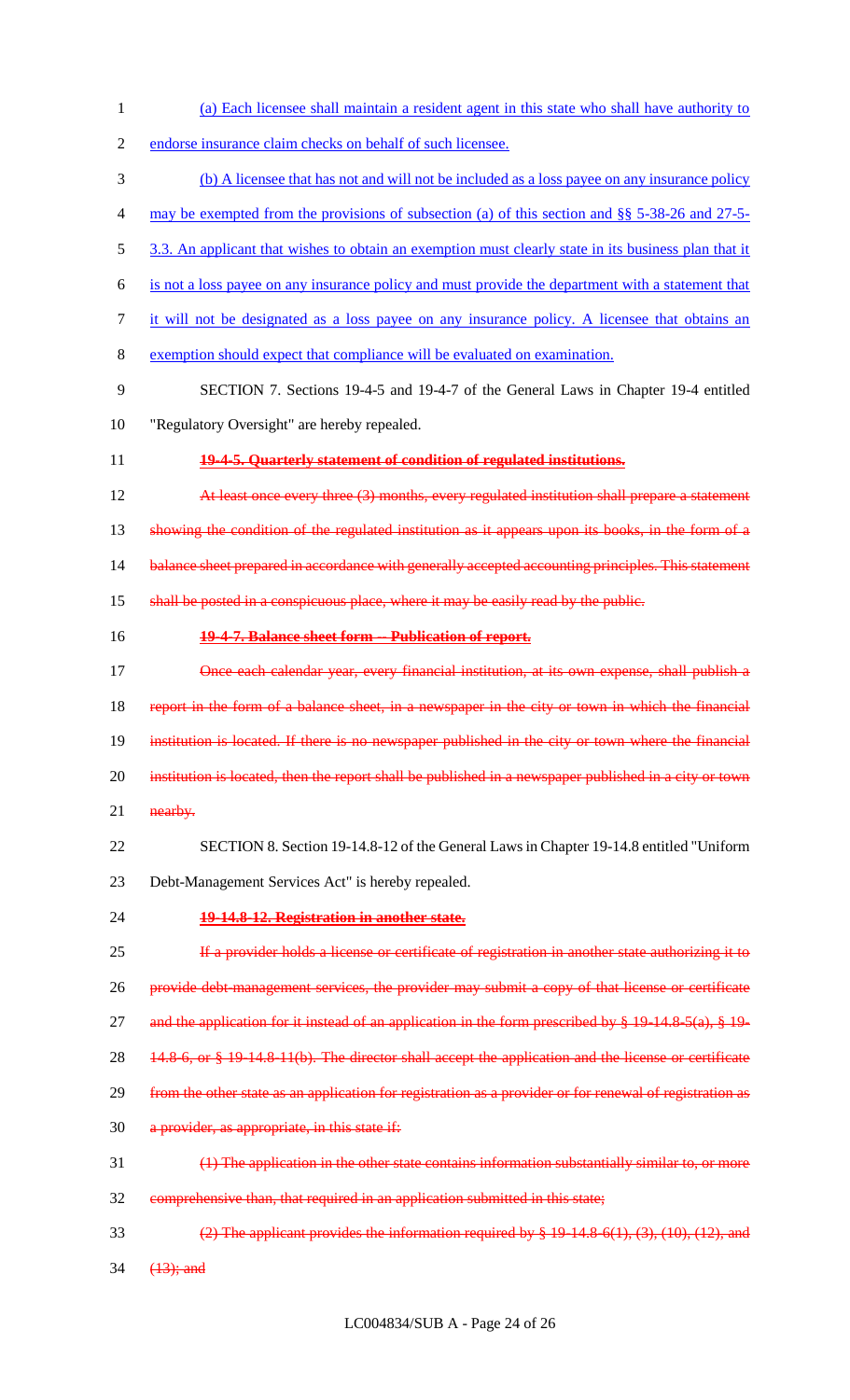(a) Each licensee shall maintain a resident agent in this state who shall have authority to endorse insurance claim checks on behalf of such licensee.

(b) A licensee that has not and will not be included as a loss payee on any insurance policy may be exempted from the provisions of subsection (a) of this section and §§ 5-38-26 and 27-5-3.3. An applicant that wishes to obtain an exemption must clearly state in its business plan that it is not a loss payee on any insurance policy and must provide the department with a statement that it will not be designated as a loss payee on any insurance policy. A licensee that obtains an exemption should expect that compliance will be evaluated on examination.

SECTION 7. Sections 19-4-5 and 19-4-7 of the General Laws in Chapter 19-4 entitled "Regulatory Oversight" are hereby repealed.

~~**19-4-5. Quarterly statement of condition of regulated institutions.**~~

~~At least once every three (3) months, every regulated institution shall prepare a statement showing the condition of the regulated institution as it appears upon its books, in the form of a balance sheet prepared in accordance with generally accepted accounting principles. This statement shall be posted in a conspicuous place, where it may be easily read by the public.~~

~~**19-4-7. Balance sheet form -- Publication of report.**~~

~~Once each calendar year, every financial institution, at its own expense, shall publish a report in the form of a balance sheet, in a newspaper in the city or town in which the financial institution is located. If there is no newspaper published in the city or town where the financial institution is located, then the report shall be published in a newspaper published in a city or town nearby.~~

SECTION 8. Section 19-14.8-12 of the General Laws in Chapter 19-14.8 entitled "Uniform Debt-Management Services Act" is hereby repealed.

~~**19-14.8-12. Registration in another state.**~~

~~If a provider holds a license or certificate of registration in another state authorizing it to provide debt-management services, the provider may submit a copy of that license or certificate and the application for it instead of an application in the form prescribed by § 19-14.8-5(a), § 19-14.8-6, or § 19-14.8-11(b). The director shall accept the application and the license or certificate from the other state as an application for registration as a provider or for renewal of registration as a provider, as appropriate, in this state if:~~

~~(1) The application in the other state contains information substantially similar to, or more comprehensive than, that required in an application submitted in this state;~~

~~(2) The applicant provides the information required by § 19-14.8-6(1), (3), (10), (12), and (13); and~~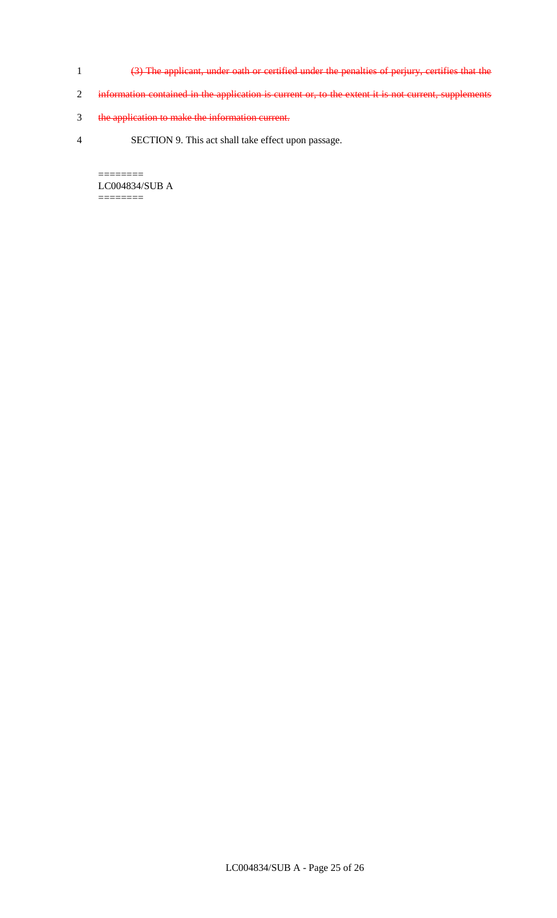~~(3) The applicant, under oath or certified under the penalties of perjury, certifies that the information contained in the application is current or, to the extent it is not current, supplements the application to make the information current.~~

SECTION 9. This act shall take effect upon passage.

========
LC004834/SUB A
========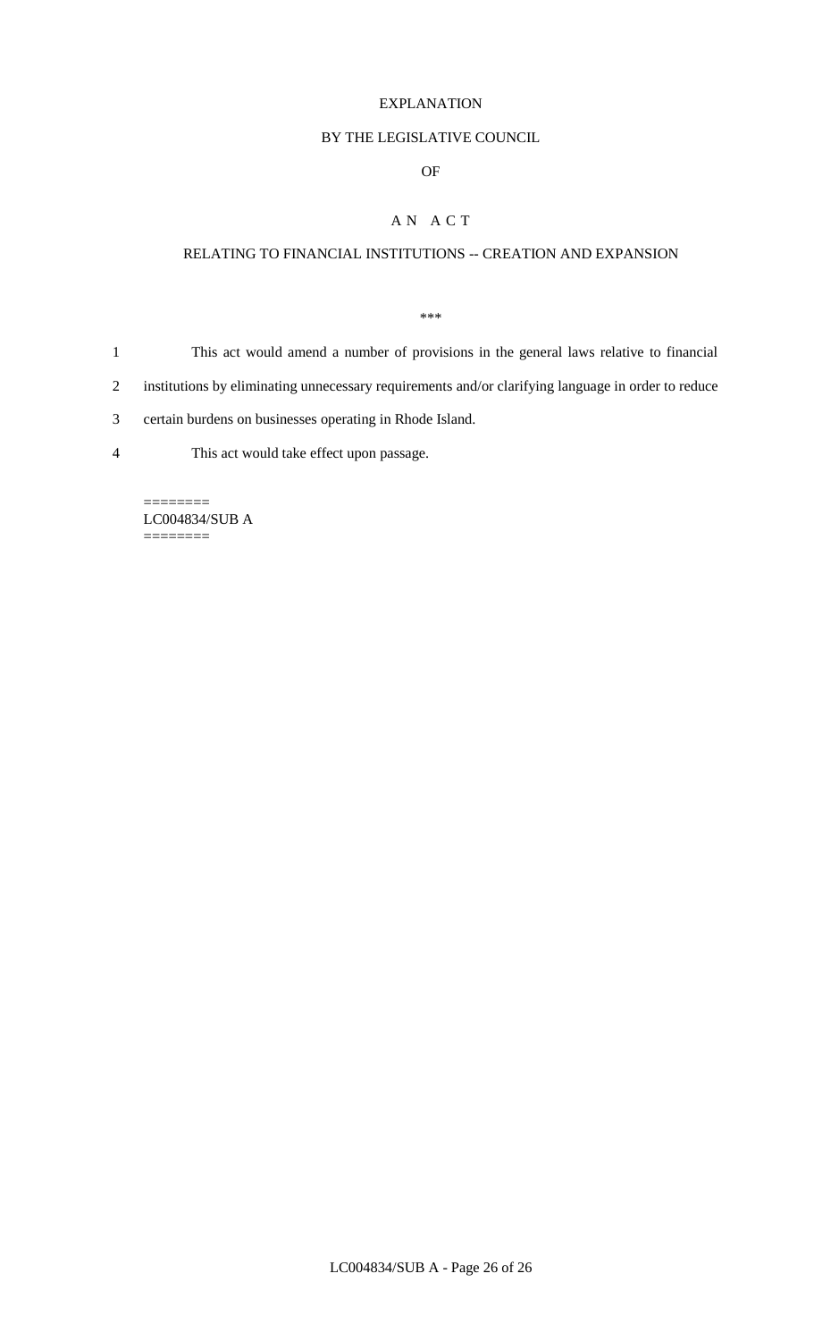EXPLANATION

BY THE LEGISLATIVE COUNCIL

OF

A N A C T

RELATING TO FINANCIAL INSTITUTIONS -- CREATION AND EXPANSION

\*\*\*

1 This act would amend a number of provisions in the general laws relative to financial
2 institutions by eliminating unnecessary requirements and/or clarifying language in order to reduce
3 certain burdens on businesses operating in Rhode Island.

4 This act would take effect upon passage.

========
LC004834/SUB A
========